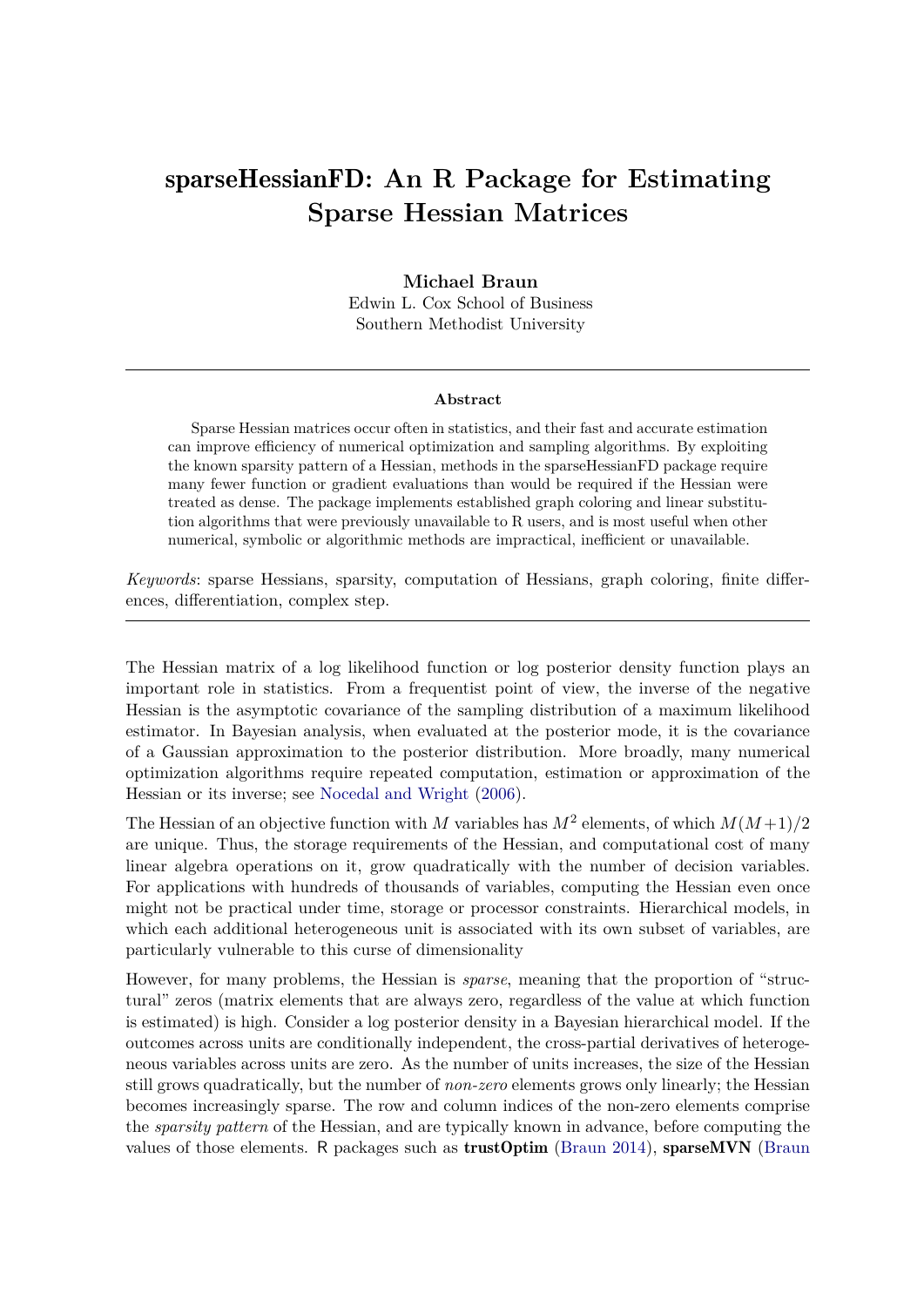# sparseHessianFD: An R Package for Estimating Sparse Hessian Matrices

**Michael Braun**
Edwin L. Cox School of Business
Southern Methodist University

---

**Abstract**

Sparse Hessian matrices occur often in statistics, and their fast and accurate estimation can improve efficiency of numerical optimization and sampling algorithms. By exploiting the known sparsity pattern of a Hessian, methods in the sparseHessianFD package require many fewer function or gradient evaluations than would be required if the Hessian were treated as dense. The package implements established graph coloring and linear substitution algorithms that were previously unavailable to R users, and is most useful when other numerical, symbolic or algorithmic methods are impractical, inefficient or unavailable.

*Keywords*: sparse Hessians, sparsity, computation of Hessians, graph coloring, finite differences, differentiation, complex step.

---

The Hessian matrix of a log likelihood function or log posterior density function plays an important role in statistics. From a frequentist point of view, the inverse of the negative Hessian is the asymptotic covariance of the sampling distribution of a maximum likelihood estimator. In Bayesian analysis, when evaluated at the posterior mode, it is the covariance of a Gaussian approximation to the posterior distribution. More broadly, many numerical optimization algorithms require repeated computation, estimation or approximation of the Hessian or its inverse; see Nocedal and Wright (2006).

The Hessian of an objective function with $M$ variables has $M^2$ elements, of which $M(M+1)/2$ are unique. Thus, the storage requirements of the Hessian, and computational cost of many linear algebra operations on it, grow quadratically with the number of decision variables. For applications with hundreds of thousands of variables, computing the Hessian even once might not be practical under time, storage or processor constraints. Hierarchical models, in which each additional heterogeneous unit is associated with its own subset of variables, are particularly vulnerable to this curse of dimensionality

However, for many problems, the Hessian is *sparse*, meaning that the proportion of "structural" zeros (matrix elements that are always zero, regardless of the value at which function is estimated) is high. Consider a log posterior density in a Bayesian hierarchical model. If the outcomes across units are conditionally independent, the cross-partial derivatives of heterogeneous variables across units are zero. As the number of units increases, the size of the Hessian still grows quadratically, but the number of *non-zero* elements grows only linearly; the Hessian becomes increasingly sparse. The row and column indices of the non-zero elements comprise the *sparsity pattern* of the Hessian, and are typically known in advance, before computing the values of those elements. R packages such as **trustOptim** (Braun 2014), **sparseMVN** (Braun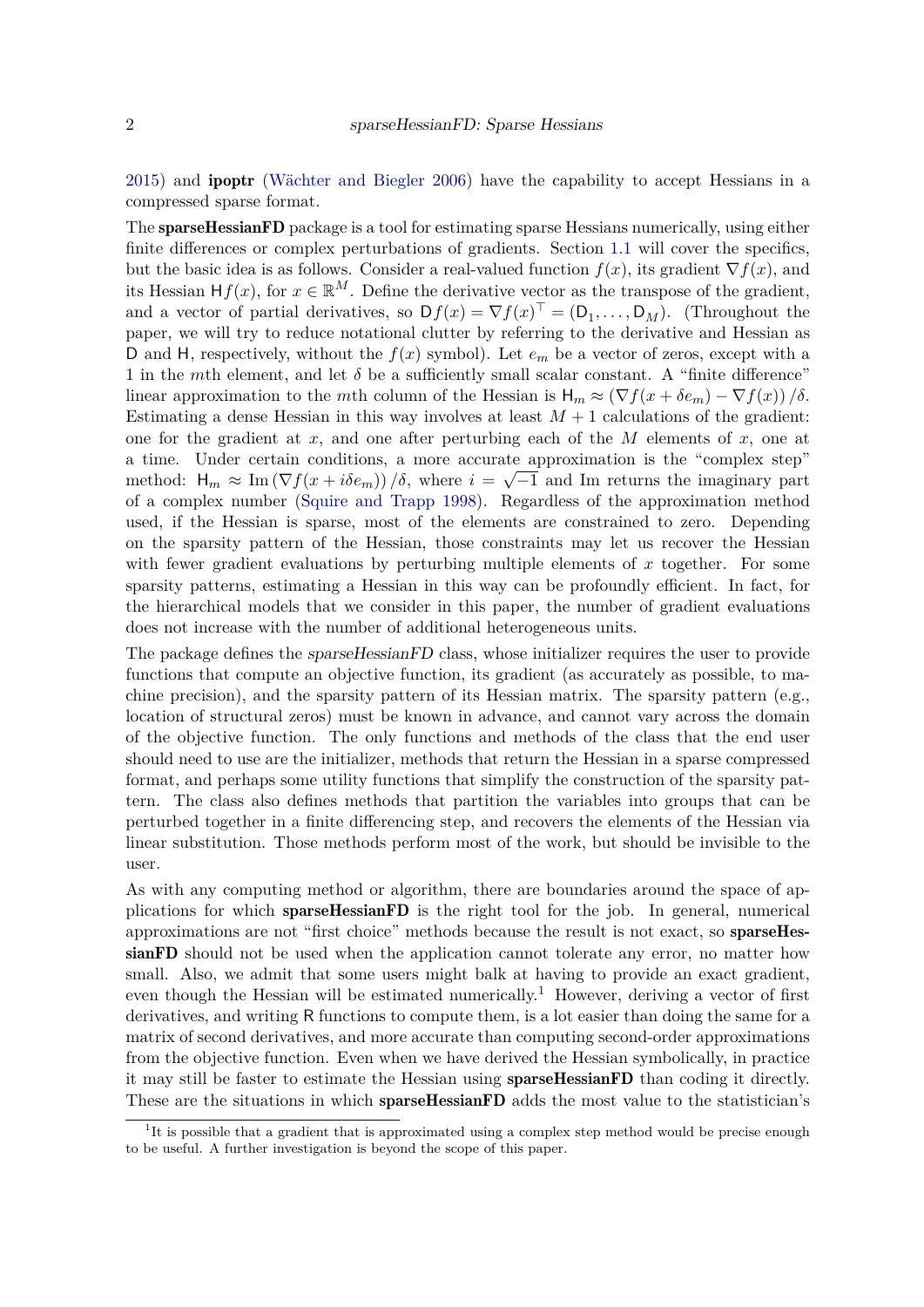2015) and **ipoptr** (Wächter and Biegler 2006) have the capability to accept Hessians in a compressed sparse format.

The **sparseHessianFD** package is a tool for estimating sparse Hessians numerically, using either finite differences or complex perturbations of gradients. Section 1.1 will cover the specifics, but the basic idea is as follows. Consider a real-valued function $f(x)$, its gradient $\nabla f(x)$, and its Hessian $\mathsf{H}f(x)$, for $x \in \mathbb{R}^M$. Define the derivative vector as the transpose of the gradient, and a vector of partial derivatives, so $\mathsf{D}f(x) = \nabla f(x)^\top = (\mathsf{D}_1, \ldots, \mathsf{D}_M)$. (Throughout the paper, we will try to reduce notational clutter by referring to the derivative and Hessian as $\mathsf{D}$ and $\mathsf{H}$, respectively, without the $f(x)$ symbol). Let $e_m$ be a vector of zeros, except with a 1 in the $m$th element, and let $\delta$ be a sufficiently small scalar constant. A "finite difference" linear approximation to the $m$th column of the Hessian is $\mathsf{H}_m \approx \left(\nabla f(x + \delta e_m) - \nabla f(x)\right)/\delta$. Estimating a dense Hessian in this way involves at least $M+1$ calculations of the gradient: one for the gradient at $x$, and one after perturbing each of the $M$ elements of $x$, one at a time. Under certain conditions, a more accurate approximation is the "complex step" method: $\mathsf{H}_m \approx \operatorname{Im}\left(\nabla f(x + i\delta e_m)\right)/\delta$, where $i = \sqrt{-1}$ and Im returns the imaginary part of a complex number (Squire and Trapp 1998). Regardless of the approximation method used, if the Hessian is sparse, most of the elements are constrained to zero. Depending on the sparsity pattern of the Hessian, those constraints may let us recover the Hessian with fewer gradient evaluations by perturbing multiple elements of $x$ together. For some sparsity patterns, estimating a Hessian in this way can be profoundly efficient. In fact, for the hierarchical models that we consider in this paper, the number of gradient evaluations does not increase with the number of additional heterogeneous units.

The package defines the *sparseHessianFD* class, whose initializer requires the user to provide functions that compute an objective function, its gradient (as accurately as possible, to machine precision), and the sparsity pattern of its Hessian matrix. The sparsity pattern (e.g., location of structural zeros) must be known in advance, and cannot vary across the domain of the objective function. The only functions and methods of the class that the end user should need to use are the initializer, methods that return the Hessian in a sparse compressed format, and perhaps some utility functions that simplify the construction of the sparsity pattern. The class also defines methods that partition the variables into groups that can be perturbed together in a finite differencing step, and recovers the elements of the Hessian via linear substitution. Those methods perform most of the work, but should be invisible to the user.

As with any computing method or algorithm, there are boundaries around the space of applications for which **sparseHessianFD** is the right tool for the job. In general, numerical approximations are not "first choice" methods because the result is not exact, so **sparseHessianFD** should not be used when the application cannot tolerate any error, no matter how small. Also, we admit that some users might balk at having to provide an exact gradient, even though the Hessian will be estimated numerically.[1] However, deriving a vector of first derivatives, and writing R functions to compute them, is a lot easier than doing the same for a matrix of second derivatives, and more accurate than computing second-order approximations from the objective function. Even when we have derived the Hessian symbolically, in practice it may still be faster to estimate the Hessian using **sparseHessianFD** than coding it directly. These are the situations in which **sparseHessianFD** adds the most value to the statistician's

[1] It is possible that a gradient that is approximated using a complex step method would be precise enough to be useful. A further investigation is beyond the scope of this paper.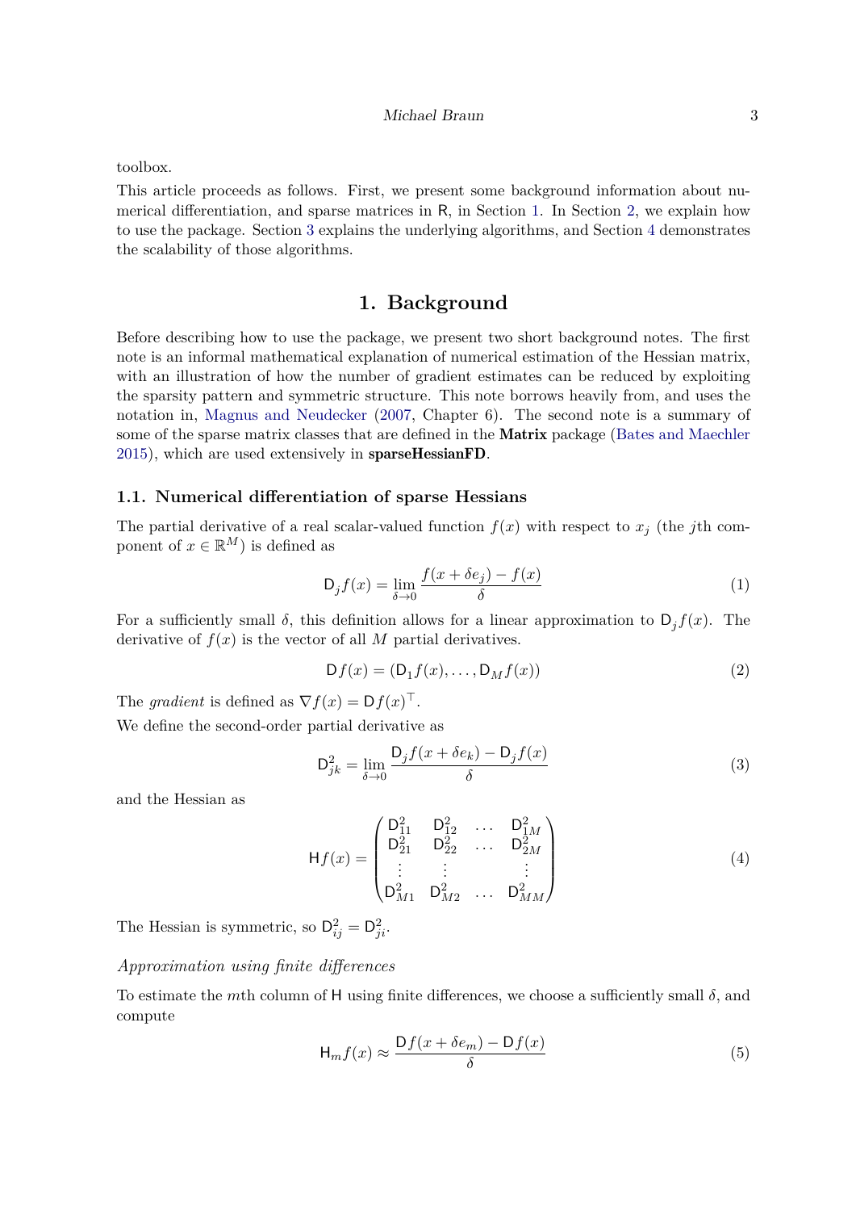toolbox.

This article proceeds as follows. First, we present some background information about numerical differentiation, and sparse matrices in R, in Section 1. In Section 2, we explain how to use the package. Section 3 explains the underlying algorithms, and Section 4 demonstrates the scalability of those algorithms.

# 1. Background

Before describing how to use the package, we present two short background notes. The first note is an informal mathematical explanation of numerical estimation of the Hessian matrix, with an illustration of how the number of gradient estimates can be reduced by exploiting the sparsity pattern and symmetric structure. This note borrows heavily from, and uses the notation in, Magnus and Neudecker (2007, Chapter 6). The second note is a summary of some of the sparse matrix classes that are defined in the **Matrix** package (Bates and Maechler 2015), which are used extensively in **sparseHessianFD**.

## 1.1. Numerical differentiation of sparse Hessians

The partial derivative of a real scalar-valued function $f(x)$ with respect to $x_j$ (the $j$th component of $x \in \mathbb{R}^M$) is defined as

$$\mathsf{D}_j f(x) = \lim_{\delta \to 0} \frac{f(x + \delta e_j) - f(x)}{\delta} \tag{1}$$

For a sufficiently small $\delta$, this definition allows for a linear approximation to $\mathsf{D}_j f(x)$. The derivative of $f(x)$ is the vector of all $M$ partial derivatives.

$$\mathsf{D} f(x) = (\mathsf{D}_1 f(x), \ldots, \mathsf{D}_M f(x)) \tag{2}$$

The *gradient* is defined as $\nabla f(x) = \mathsf{D} f(x)^\top$.

We define the second-order partial derivative as

$$\mathsf{D}^2_{jk} = \lim_{\delta \to 0} \frac{\mathsf{D}_j f(x + \delta e_k) - \mathsf{D}_j f(x)}{\delta} \tag{3}$$

and the Hessian as

$$\mathsf{H} f(x) = \begin{pmatrix} \mathsf{D}^2_{11} & \mathsf{D}^2_{12} & \ldots & \mathsf{D}^2_{1M} \\ \mathsf{D}^2_{21} & \mathsf{D}^2_{22} & \ldots & \mathsf{D}^2_{2M} \\ \vdots & \vdots & & \vdots \\ \mathsf{D}^2_{M1} & \mathsf{D}^2_{M2} & \ldots & \mathsf{D}^2_{MM} \end{pmatrix} \tag{4}$$

The Hessian is symmetric, so $\mathsf{D}^2_{ij} = \mathsf{D}^2_{ji}$.

*Approximation using finite differences*

To estimate the $m$th column of $\mathsf{H}$ using finite differences, we choose a sufficiently small $\delta$, and compute

$$\mathsf{H}_m f(x) \approx \frac{\mathsf{D} f(x + \delta e_m) - \mathsf{D} f(x)}{\delta} \tag{5}$$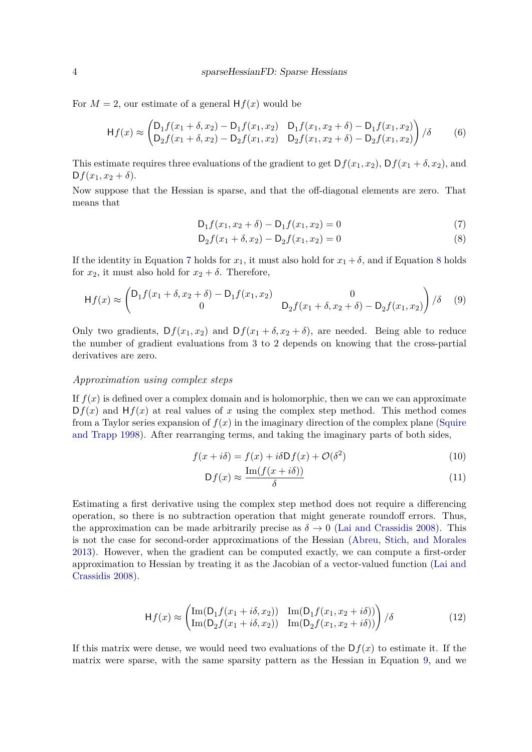For $M = 2$, our estimate of a general $\mathsf{H}f(x)$ would be

$$\mathsf{H}f(x) \approx \begin{pmatrix} \mathsf{D}_1 f(x_1+\delta, x_2) - \mathsf{D}_1 f(x_1, x_2) & \mathsf{D}_1 f(x_1, x_2+\delta) - \mathsf{D}_1 f(x_1, x_2) \\ \mathsf{D}_2 f(x_1+\delta, x_2) - \mathsf{D}_2 f(x_1, x_2) & \mathsf{D}_2 f(x_1, x_2+\delta) - \mathsf{D}_2 f(x_1, x_2) \end{pmatrix} / \delta \tag{6}$$

This estimate requires three evaluations of the gradient to get $\mathsf{D}f(x_1, x_2)$, $\mathsf{D}f(x_1+\delta, x_2)$, and $\mathsf{D}f(x_1, x_2+\delta)$.

Now suppose that the Hessian is sparse, and that the off-diagonal elements are zero. That means that

$$\mathsf{D}_1 f(x_1, x_2+\delta) - \mathsf{D}_1 f(x_1, x_2) = 0 \tag{7}$$

$$\mathsf{D}_2 f(x_1+\delta, x_2) - \mathsf{D}_2 f(x_1, x_2) = 0 \tag{8}$$

If the identity in Equation 7 holds for $x_1$, it must also hold for $x_1 + \delta$, and if Equation 8 holds for $x_2$, it must also hold for $x_2 + \delta$. Therefore,

$$\mathsf{H}f(x) \approx \begin{pmatrix} \mathsf{D}_1 f(x_1+\delta, x_2+\delta) - \mathsf{D}_1 f(x_1, x_2) & 0 \\ 0 & \mathsf{D}_2 f(x_1+\delta, x_2+\delta) - \mathsf{D}_2 f(x_1, x_2) \end{pmatrix} / \delta \tag{9}$$

Only two gradients, $\mathsf{D}f(x_1, x_2)$ and $\mathsf{D}f(x_1+\delta, x_2+\delta)$, are needed. Being able to reduce the number of gradient evaluations from 3 to 2 depends on knowing that the cross-partial derivatives are zero.

### *Approximation using complex steps*

If $f(x)$ is defined over a complex domain and is holomorphic, then we can we can approximate $\mathsf{D}f(x)$ and $\mathsf{H}f(x)$ at real values of $x$ using the complex step method. This method comes from a Taylor series expansion of $f(x)$ in the imaginary direction of the complex plane (Squire and Trapp 1998). After rearranging terms, and taking the imaginary parts of both sides,

$$f(x + i\delta) = f(x) + i\delta \mathsf{D}f(x) + \mathcal{O}(\delta^2) \tag{10}$$

$$\mathsf{D}f(x) \approx \frac{\text{Im}(f(x + i\delta))}{\delta} \tag{11}$$

Estimating a first derivative using the complex step method does not require a differencing operation, so there is no subtraction operation that might generate roundoff errors. Thus, the approximation can be made arbitrarily precise as $\delta \to 0$ (Lai and Crassidis 2008). This is not the case for second-order approximations of the Hessian (Abreu, Stich, and Morales 2013). However, when the gradient can be computed exactly, we can compute a first-order approximation to Hessian by treating it as the Jacobian of a vector-valued function (Lai and Crassidis 2008).

$$\mathsf{H}f(x) \approx \begin{pmatrix} \text{Im}(\mathsf{D}_1 f(x_1 + i\delta, x_2)) & \text{Im}(\mathsf{D}_1 f(x_1, x_2 + i\delta)) \\ \text{Im}(\mathsf{D}_2 f(x_1 + i\delta, x_2)) & \text{Im}(\mathsf{D}_2 f(x_1, x_2 + i\delta)) \end{pmatrix} / \delta \tag{12}$$

If this matrix were dense, we would need two evaluations of the $\mathsf{D}f(x)$ to estimate it. If the matrix were sparse, with the same sparsity pattern as the Hessian in Equation 9, and we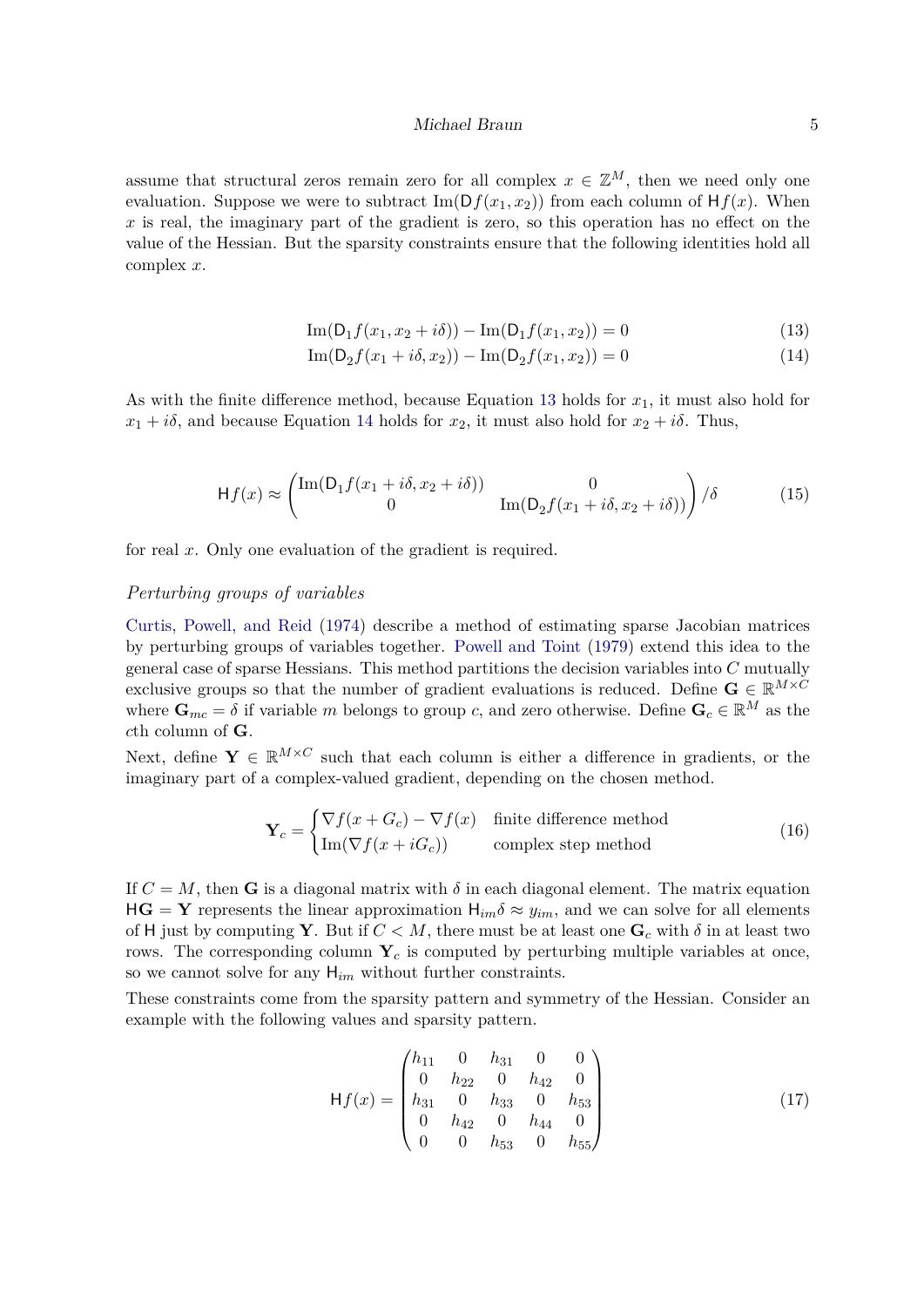assume that structural zeros remain zero for all complex $x \in \mathbb{Z}^M$, then we need only one evaluation. Suppose we were to subtract $\text{Im}(\mathsf{D}f(x_1, x_2))$ from each column of $\mathsf{H}f(x)$. When $x$ is real, the imaginary part of the gradient is zero, so this operation has no effect on the value of the Hessian. But the sparsity constraints ensure that the following identities hold all complex $x$.

$$
\text{Im}(\mathsf{D}_1 f(x_1, x_2 + i\delta)) - \text{Im}(\mathsf{D}_1 f(x_1, x_2)) = 0 \tag{13}
$$

$$
\text{Im}(\mathsf{D}_2 f(x_1 + i\delta, x_2)) - \text{Im}(\mathsf{D}_2 f(x_1, x_2)) = 0 \tag{14}
$$

As with the finite difference method, because Equation 13 holds for $x_1$, it must also hold for $x_1 + i\delta$, and because Equation 14 holds for $x_2$, it must also hold for $x_2 + i\delta$. Thus,

$$
\mathsf{H}f(x) \approx \begin{pmatrix} \text{Im}(\mathsf{D}_1 f(x_1 + i\delta, x_2 + i\delta)) & 0 \\ 0 & \text{Im}(\mathsf{D}_2 f(x_1 + i\delta, x_2 + i\delta)) \end{pmatrix} / \delta \tag{15}
$$

for real $x$. Only one evaluation of the gradient is required.

*Perturbing groups of variables*

Curtis, Powell, and Reid (1974) describe a method of estimating sparse Jacobian matrices by perturbing groups of variables together. Powell and Toint (1979) extend this idea to the general case of sparse Hessians. This method partitions the decision variables into $C$ mutually exclusive groups so that the number of gradient evaluations is reduced. Define $\mathbf{G} \in \mathbb{R}^{M \times C}$ where $\mathbf{G}_{mc} = \delta$ if variable $m$ belongs to group $c$, and zero otherwise. Define $\mathbf{G}_c \in \mathbb{R}^M$ as the $c$th column of $\mathbf{G}$.

Next, define $\mathbf{Y} \in \mathbb{R}^{M \times C}$ such that each column is either a difference in gradients, or the imaginary part of a complex-valued gradient, depending on the chosen method.

$$
\mathbf{Y}_c = \begin{cases} \nabla f(x + G_c) - \nabla f(x) & \text{finite difference method} \\ \text{Im}(\nabla f(x + iG_c)) & \text{complex step method} \end{cases} \tag{16}
$$

If $C = M$, then $\mathbf{G}$ is a diagonal matrix with $\delta$ in each diagonal element. The matrix equation $\mathsf{H}\mathbf{G} = \mathbf{Y}$ represents the linear approximation $\mathsf{H}_{im}\delta \approx y_{im}$, and we can solve for all elements of $\mathsf{H}$ just by computing $\mathbf{Y}$. But if $C < M$, there must be at least one $\mathbf{G}_c$ with $\delta$ in at least two rows. The corresponding column $\mathbf{Y}_c$ is computed by perturbing multiple variables at once, so we cannot solve for any $\mathsf{H}_{im}$ without further constraints.

These constraints come from the sparsity pattern and symmetry of the Hessian. Consider an example with the following values and sparsity pattern.

$$
\mathsf{H}f(x) = \begin{pmatrix} h_{11} & 0 & h_{31} & 0 & 0 \\ 0 & h_{22} & 0 & h_{42} & 0 \\ h_{31} & 0 & h_{33} & 0 & h_{53} \\ 0 & h_{42} & 0 & h_{44} & 0 \\ 0 & 0 & h_{53} & 0 & h_{55} \end{pmatrix} \tag{17}
$$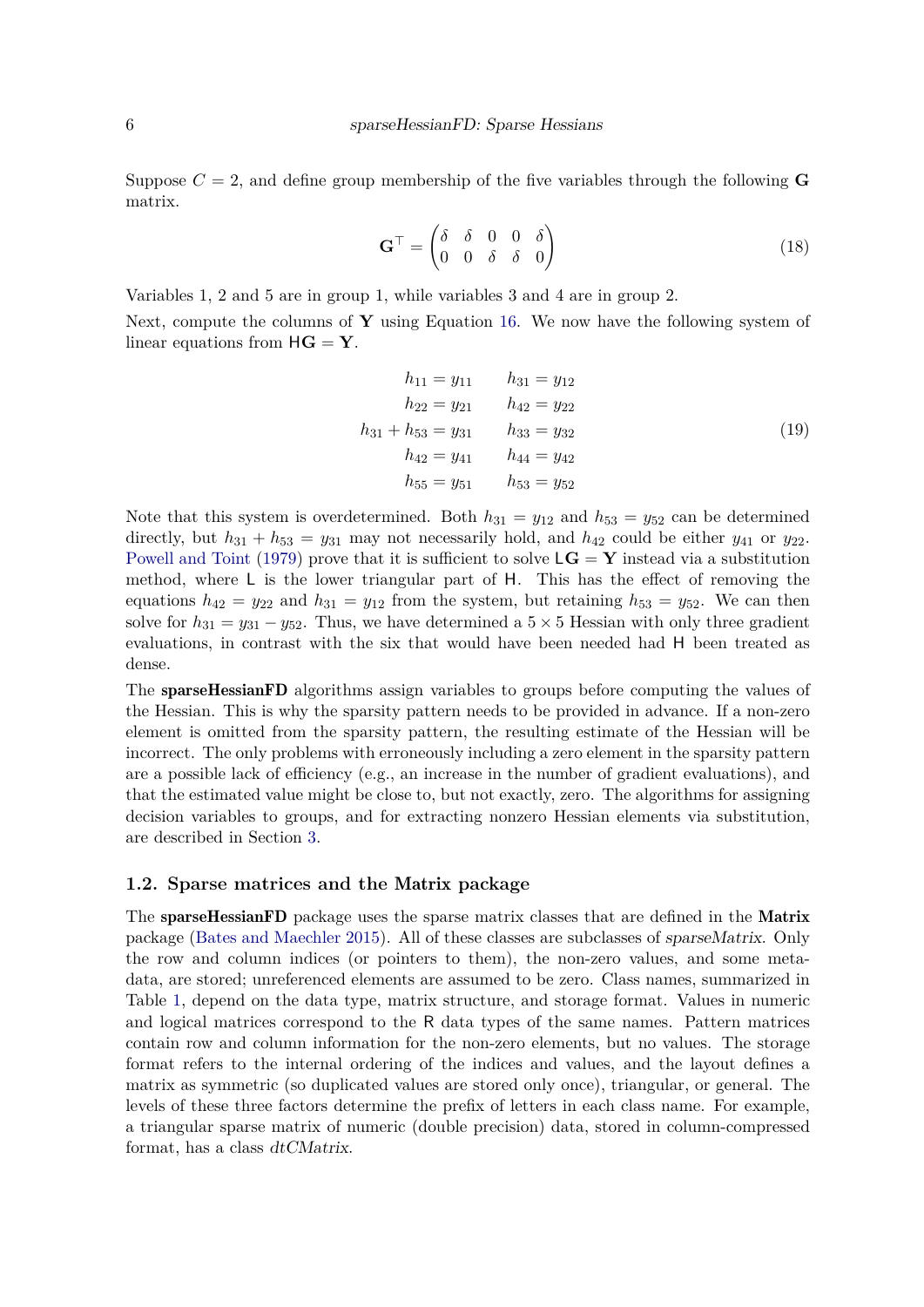Suppose $C = 2$, and define group membership of the five variables through the following $\mathbf{G}$ matrix.

$$\mathbf{G}^\top = \begin{pmatrix} \delta & \delta & 0 & 0 & \delta \\ 0 & 0 & \delta & \delta & 0 \end{pmatrix} \tag{18}$$

Variables 1, 2 and 5 are in group 1, while variables 3 and 4 are in group 2.

Next, compute the columns of $\mathbf{Y}$ using Equation 16. We now have the following system of linear equations from $\mathsf{H}\mathbf{G} = \mathbf{Y}$.

$$\begin{aligned} h_{11} &= y_{11} & h_{31} &= y_{12} \\ h_{22} &= y_{21} & h_{42} &= y_{22} \\ h_{31} + h_{53} &= y_{31} & h_{33} &= y_{32} \\ h_{42} &= y_{41} & h_{44} &= y_{42} \\ h_{55} &= y_{51} & h_{53} &= y_{52} \end{aligned} \tag{19}$$

Note that this system is overdetermined. Both $h_{31} = y_{12}$ and $h_{53} = y_{52}$ can be determined directly, but $h_{31} + h_{53} = y_{31}$ may not necessarily hold, and $h_{42}$ could be either $y_{41}$ or $y_{22}$. Powell and Toint (1979) prove that it is sufficient to solve $\mathsf{L}\mathbf{G} = \mathbf{Y}$ instead via a substitution method, where $\mathsf{L}$ is the lower triangular part of $\mathsf{H}$. This has the effect of removing the equations $h_{42} = y_{22}$ and $h_{31} = y_{12}$ from the system, but retaining $h_{53} = y_{52}$. We can then solve for $h_{31} = y_{31} - y_{52}$. Thus, we have determined a $5 \times 5$ Hessian with only three gradient evaluations, in contrast with the six that would have been needed had $\mathsf{H}$ been treated as dense.

The **sparseHessianFD** algorithms assign variables to groups before computing the values of the Hessian. This is why the sparsity pattern needs to be provided in advance. If a non-zero element is omitted from the sparsity pattern, the resulting estimate of the Hessian will be incorrect. The only problems with erroneously including a zero element in the sparsity pattern are a possible lack of efficiency (e.g., an increase in the number of gradient evaluations), and that the estimated value might be close to, but not exactly, zero. The algorithms for assigning decision variables to groups, and for extracting nonzero Hessian elements via substitution, are described in Section 3.

## 1.2. Sparse matrices and the Matrix package

The **sparseHessianFD** package uses the sparse matrix classes that are defined in the **Matrix** package (Bates and Maechler 2015). All of these classes are subclasses of *sparseMatrix*. Only the row and column indices (or pointers to them), the non-zero values, and some meta-data, are stored; unreferenced elements are assumed to be zero. Class names, summarized in Table 1, depend on the data type, matrix structure, and storage format. Values in numeric and logical matrices correspond to the R data types of the same names. Pattern matrices contain row and column information for the non-zero elements, but no values. The storage format refers to the internal ordering of the indices and values, and the layout defines a matrix as symmetric (so duplicated values are stored only once), triangular, or general. The levels of these three factors determine the prefix of letters in each class name. For example, a triangular sparse matrix of numeric (double precision) data, stored in column-compressed format, has a class *dtCMatrix*.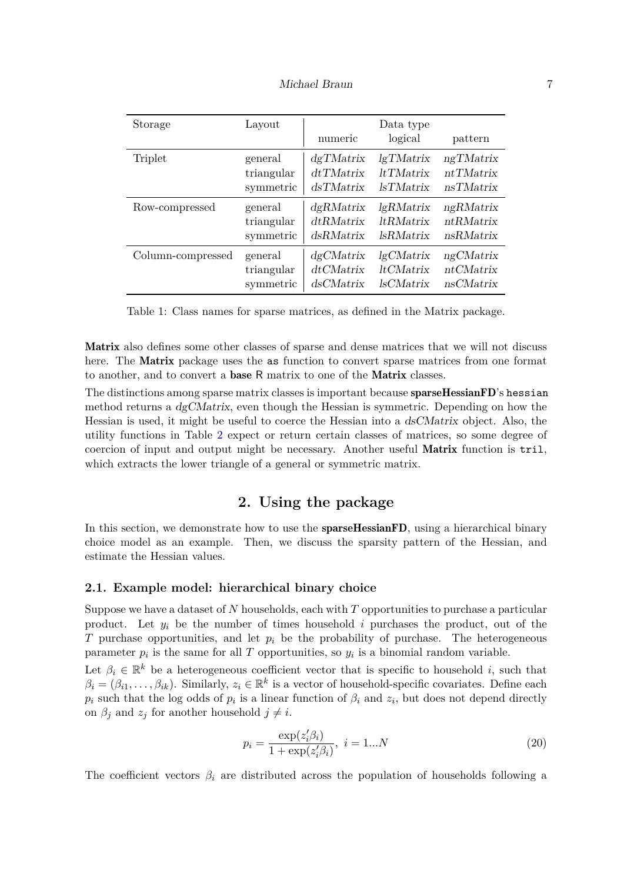| Storage | Layout | Data type | | |
|---|---|---|---|---|
| | | numeric | logical | pattern |
| Triplet | general | *dgTMatrix* | *lgTMatrix* | *ngTMatrix* |
| | triangular | *dtTMatrix* | *ltTMatrix* | *ntTMatrix* |
| | symmetric | *dsTMatrix* | *lsTMatrix* | *nsTMatrix* |
| Row-compressed | general | *dgRMatrix* | *lgRMatrix* | *ngRMatrix* |
| | triangular | *dtRMatrix* | *ltRMatrix* | *ntRMatrix* |
| | symmetric | *dsRMatrix* | *lsRMatrix* | *nsRMatrix* |
| Column-compressed | general | *dgCMatrix* | *lgCMatrix* | *ngCMatrix* |
| | triangular | *dtCMatrix* | *ltCMatrix* | *ntCMatrix* |
| | symmetric | *dsCMatrix* | *lsCMatrix* | *nsCMatrix* |

Table 1: Class names for sparse matrices, as defined in the Matrix package.

**Matrix** also defines some other classes of sparse and dense matrices that we will not discuss here. The **Matrix** package uses the `as` function to convert sparse matrices from one format to another, and to convert a **base** R matrix to one of the **Matrix** classes.

The distinctions among sparse matrix classes is important because **sparseHessianFD**'s `hessian` method returns a *dgCMatrix*, even though the Hessian is symmetric. Depending on how the Hessian is used, it might be useful to coerce the Hessian into a *dsCMatrix* object. Also, the utility functions in Table 2 expect or return certain classes of matrices, so some degree of coercion of input and output might be necessary. Another useful **Matrix** function is `tril`, which extracts the lower triangle of a general or symmetric matrix.

## 2. Using the package

In this section, we demonstrate how to use the **sparseHessianFD**, using a hierarchical binary choice model as an example. Then, we discuss the sparsity pattern of the Hessian, and estimate the Hessian values.

### 2.1. Example model: hierarchical binary choice

Suppose we have a dataset of $N$ households, each with $T$ opportunities to purchase a particular product. Let $y_i$ be the number of times household $i$ purchases the product, out of the $T$ purchase opportunities, and let $p_i$ be the probability of purchase. The heterogeneous parameter $p_i$ is the same for all $T$ opportunities, so $y_i$ is a binomial random variable.

Let $\beta_i \in \mathbb{R}^k$ be a heterogeneous coefficient vector that is specific to household $i$, such that $\beta_i = (\beta_{i1}, \ldots, \beta_{ik})$. Similarly, $z_i \in \mathbb{R}^k$ is a vector of household-specific covariates. Define each $p_i$ such that the log odds of $p_i$ is a linear function of $\beta_i$ and $z_i$, but does not depend directly on $\beta_j$ and $z_j$ for another household $j \neq i$.

$$p_i = \frac{\exp(z_i'\beta_i)}{1 + \exp(z_i'\beta_i)},\ i = 1...N \tag{20}$$

The coefficient vectors $\beta_i$ are distributed across the population of households following a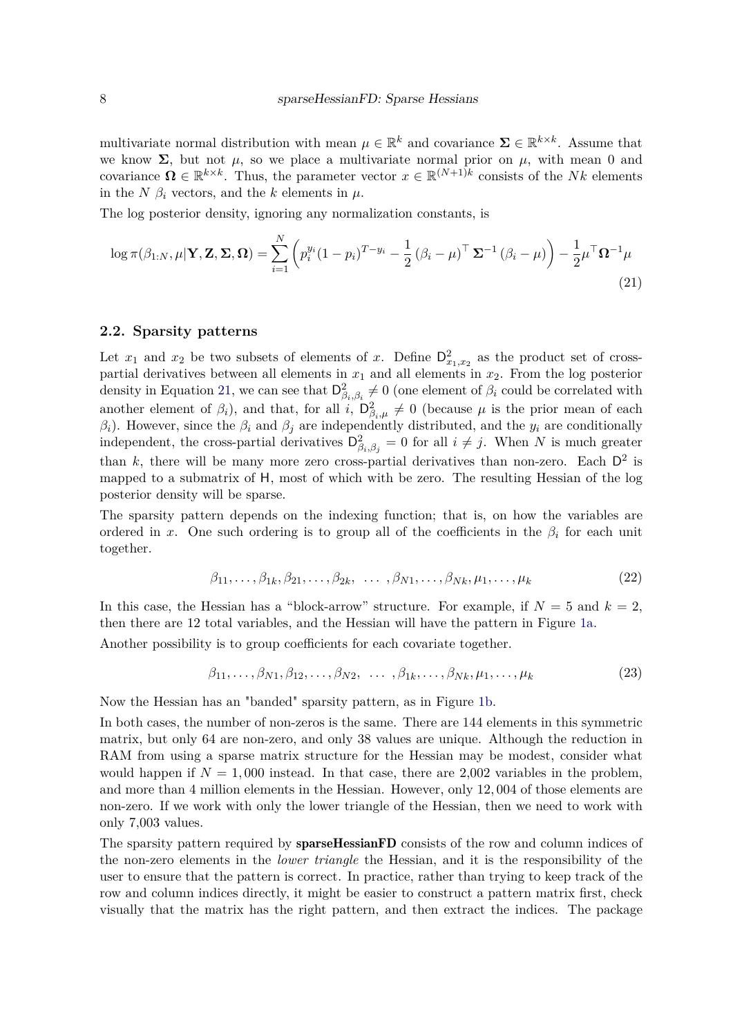multivariate normal distribution with mean $\mu \in \mathbb{R}^k$ and covariance $\mathbf{\Sigma} \in \mathbb{R}^{k \times k}$. Assume that we know $\mathbf{\Sigma}$, but not $\mu$, so we place a multivariate normal prior on $\mu$, with mean 0 and covariance $\mathbf{\Omega} \in \mathbb{R}^{k \times k}$. Thus, the parameter vector $x \in \mathbb{R}^{(N+1)k}$ consists of the $Nk$ elements in the $N$ $\beta_i$ vectors, and the $k$ elements in $\mu$.

The log posterior density, ignoring any normalization constants, is

$$\log \pi(\beta_{1:N}, \mu | \mathbf{Y}, \mathbf{Z}, \mathbf{\Sigma}, \mathbf{\Omega}) = \sum_{i=1}^{N} \left( p_i^{y_i} (1 - p_i)^{T - y_i} - \frac{1}{2} (\beta_i - \mu)^\top \mathbf{\Sigma}^{-1} (\beta_i - \mu) \right) - \frac{1}{2} \mu^\top \mathbf{\Omega}^{-1} \mu \tag{21}$$

## 2.2. Sparsity patterns

Let $x_1$ and $x_2$ be two subsets of elements of $x$. Define $\mathsf{D}^2_{x_1, x_2}$ as the product set of cross-partial derivatives between all elements in $x_1$ and all elements in $x_2$. From the log posterior density in Equation 21, we can see that $\mathsf{D}^2_{\beta_i, \beta_i} \neq 0$ (one element of $\beta_i$ could be correlated with another element of $\beta_i$), and that, for all $i$, $\mathsf{D}^2_{\beta_i, \mu} \neq 0$ (because $\mu$ is the prior mean of each $\beta_i$). However, since the $\beta_i$ and $\beta_j$ are independently distributed, and the $y_i$ are conditionally independent, the cross-partial derivatives $\mathsf{D}^2_{\beta_i, \beta_j} = 0$ for all $i \neq j$. When $N$ is much greater than $k$, there will be many more zero cross-partial derivatives than non-zero. Each $\mathsf{D}^2$ is mapped to a submatrix of $\mathsf{H}$, most of which with be zero. The resulting Hessian of the log posterior density will be sparse.

The sparsity pattern depends on the indexing function; that is, on how the variables are ordered in $x$. One such ordering is to group all of the coefficients in the $\beta_i$ for each unit together.

$$\beta_{11}, \ldots, \beta_{1k}, \beta_{21}, \ldots, \beta_{2k}, \ \ldots \ , \beta_{N1}, \ldots, \beta_{Nk}, \mu_1, \ldots, \mu_k \tag{22}$$

In this case, the Hessian has a "block-arrow" structure. For example, if $N = 5$ and $k = 2$, then there are 12 total variables, and the Hessian will have the pattern in Figure 1a.

Another possibility is to group coefficients for each covariate together.

$$\beta_{11}, \ldots, \beta_{N1}, \beta_{12}, \ldots, \beta_{N2}, \ \ldots \ , \beta_{1k}, \ldots, \beta_{Nk}, \mu_1, \ldots, \mu_k \tag{23}$$

Now the Hessian has an "banded" sparsity pattern, as in Figure 1b.

In both cases, the number of non-zeros is the same. There are 144 elements in this symmetric matrix, but only 64 are non-zero, and only 38 values are unique. Although the reduction in RAM from using a sparse matrix structure for the Hessian may be modest, consider what would happen if $N = 1,000$ instead. In that case, there are 2,002 variables in the problem, and more than 4 million elements in the Hessian. However, only $12,004$ of those elements are non-zero. If we work with only the lower triangle of the Hessian, then we need to work with only 7,003 values.

The sparsity pattern required by **sparseHessianFD** consists of the row and column indices of the non-zero elements in the *lower triangle* the Hessian, and it is the responsibility of the user to ensure that the pattern is correct. In practice, rather than trying to keep track of the row and column indices directly, it might be easier to construct a pattern matrix first, check visually that the matrix has the right pattern, and then extract the indices. The package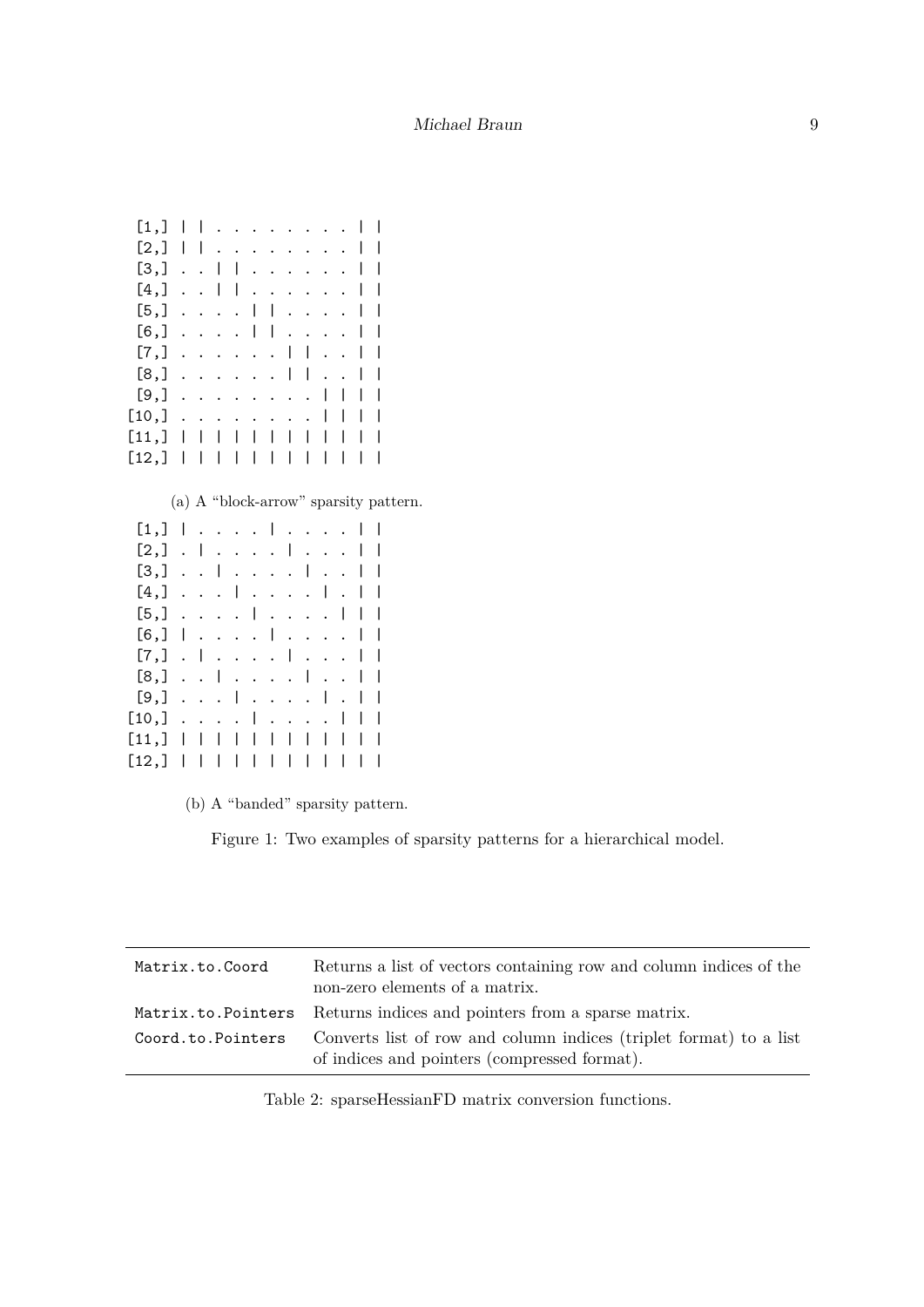```
 [1,] | | . . . . . . . . | |
 [2,] | | . . . . . . . . | |
 [3,] . . | | . . . . . . | |
 [4,] . . | | . . . . . . | |
 [5,] . . . . | | . . . . | |
 [6,] . . . . | | . . . . | |
 [7,] . . . . . . | | . . | |
 [8,] . . . . . . | | . . | |
 [9,] . . . . . . . . | | | |
[10,] . . . . . . . . | | | |
[11,] | | | | | | | | | | | |
[12,] | | | | | | | | | | | |
```

(a) A "block-arrow" sparsity pattern.

```
 [1,] | . . . . | . . . . | |
 [2,] . | . . . . | . . . | |
 [3,] . . | . . . . | . . | |
 [4,] . . . | . . . . | . | |
 [5,] . . . . | . . . . | | |
 [6,] | . . . . | . . . . | |
 [7,] . | . . . . | . . . | |
 [8,] . . | . . . . | . . | |
 [9,] . . . | . . . . | . | |
[10,] . . . . | . . . . | | |
[11,] | | | | | | | | | | | |
[12,] | | | | | | | | | | | |
```

(b) A "banded" sparsity pattern.

Figure 1: Two examples of sparsity patterns for a hierarchical model.

| | |
|---|---|
| `Matrix.to.Coord` | Returns a list of vectors containing row and column indices of the non-zero elements of a matrix. |
| `Matrix.to.Pointers` | Returns indices and pointers from a sparse matrix. |
| `Coord.to.Pointers` | Converts list of row and column indices (triplet format) to a list of indices and pointers (compressed format). |

Table 2: sparseHessianFD matrix conversion functions.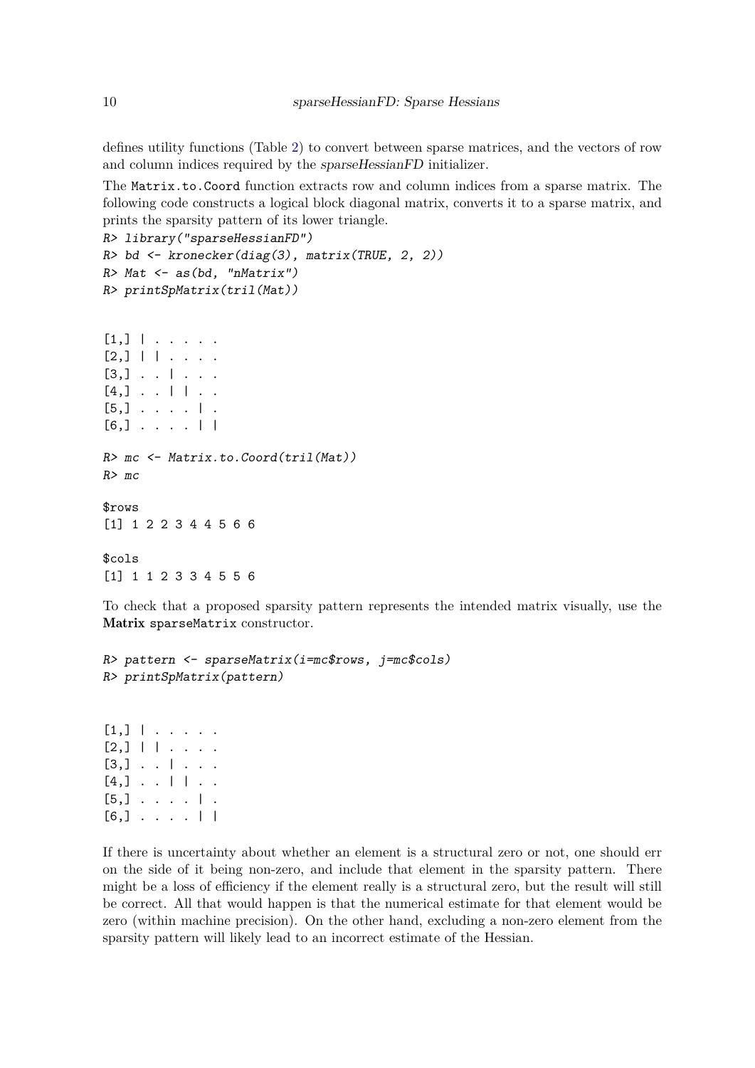defines utility functions (Table 2) to convert between sparse matrices, and the vectors of row and column indices required by the *sparseHessianFD* initializer.

The `Matrix.to.Coord` function extracts row and column indices from a sparse matrix. The following code constructs a logical block diagonal matrix, converts it to a sparse matrix, and prints the sparsity pattern of its lower triangle.

```
R> library("sparseHessianFD")
R> bd <- kronecker(diag(3), matrix(TRUE, 2, 2))
R> Mat <- as(bd, "nMatrix")
R> printSpMatrix(tril(Mat))
```

```
[1,] | . . . . .
[2,] | | . . . .
[3,] . . | . . .
[4,] . . | | . .
[5,] . . . . | .
[6,] . . . . | |
```

```
R> mc <- Matrix.to.Coord(tril(Mat))
R> mc
```

```
$rows
[1] 1 2 2 3 4 4 5 6 6

$cols
[1] 1 1 2 3 3 4 5 5 6
```

To check that a proposed sparsity pattern represents the intended matrix visually, use the **Matrix** `sparseMatrix` constructor.

```
R> pattern <- sparseMatrix(i=mc$rows, j=mc$cols)
R> printSpMatrix(pattern)
```

```
[1,] | . . . . .
[2,] | | . . . .
[3,] . . | . . .
[4,] . . | | . .
[5,] . . . . | .
[6,] . . . . | |
```

If there is uncertainty about whether an element is a structural zero or not, one should err on the side of it being non-zero, and include that element in the sparsity pattern. There might be a loss of efficiency if the element really is a structural zero, but the result will still be correct. All that would happen is that the numerical estimate for that element would be zero (within machine precision). On the other hand, excluding a non-zero element from the sparsity pattern will likely lead to an incorrect estimate of the Hessian.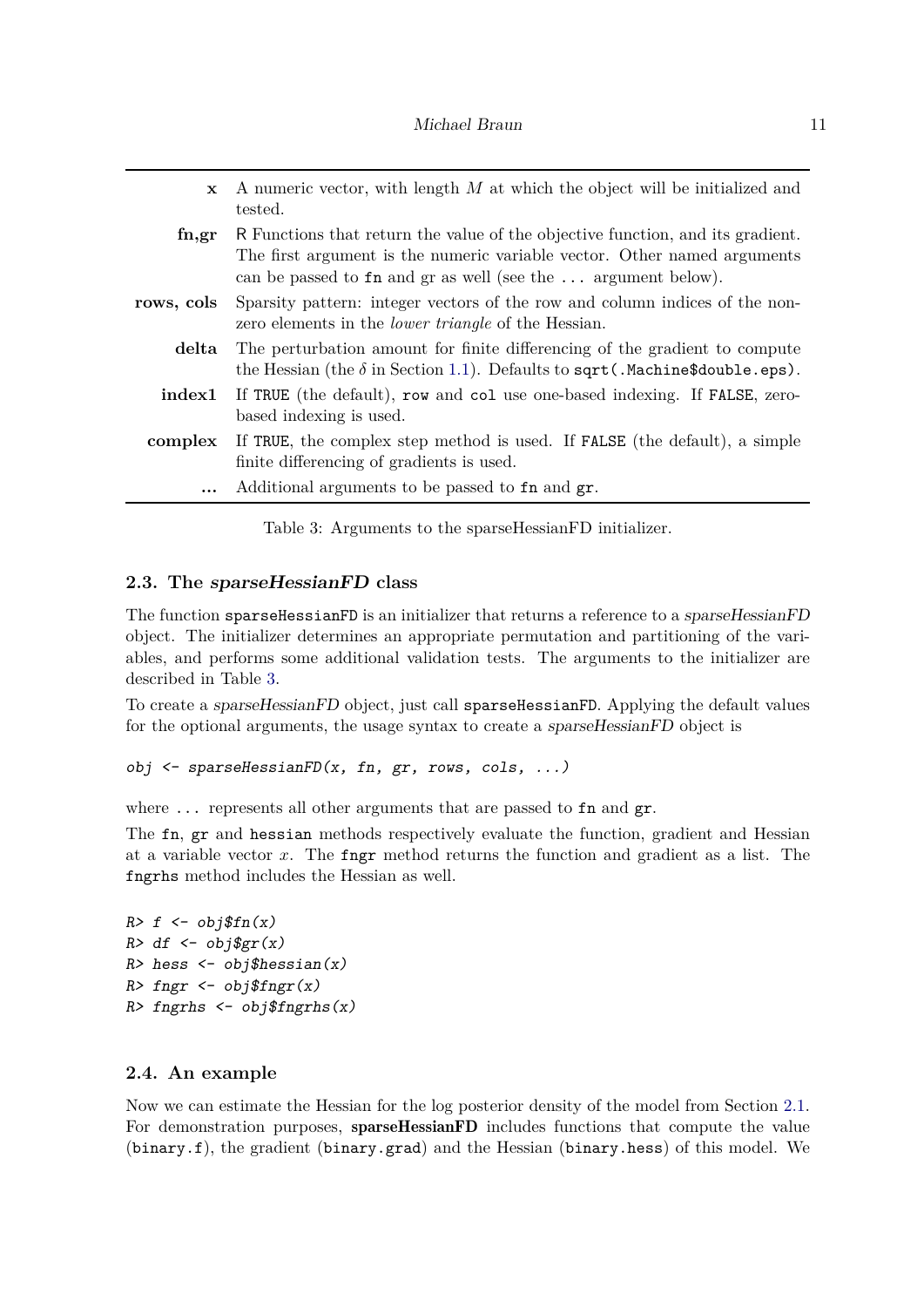| | |
|---|---|
| **x** | A numeric vector, with length $M$ at which the object will be initialized and tested. |
| **fn,gr** | R Functions that return the value of the objective function, and its gradient. The first argument is the numeric variable vector. Other named arguments can be passed to `fn` and gr as well (see the `...` argument below). |
| **rows, cols** | Sparsity pattern: integer vectors of the row and column indices of the non-zero elements in the *lower triangle* of the Hessian. |
| **delta** | The perturbation amount for finite differencing of the gradient to compute the Hessian (the $\delta$ in Section 1.1). Defaults to `sqrt(.Machine$double.eps)`. |
| **index1** | If `TRUE` (the default), `row` and `col` use one-based indexing. If `FALSE`, zero-based indexing is used. |
| **complex** | If `TRUE`, the complex step method is used. If `FALSE` (the default), a simple finite differencing of gradients is used. |
| **...** | Additional arguments to be passed to `fn` and `gr`. |

Table 3: Arguments to the sparseHessianFD initializer.

### 2.3. The *sparseHessianFD* class

The function `sparseHessianFD` is an initializer that returns a reference to a *sparseHessianFD* object. The initializer determines an appropriate permutation and partitioning of the variables, and performs some additional validation tests. The arguments to the initializer are described in Table 3.

To create a *sparseHessianFD* object, just call `sparseHessianFD`. Applying the default values for the optional arguments, the usage syntax to create a *sparseHessianFD* object is

```
obj <- sparseHessianFD(x, fn, gr, rows, cols, ...)
```

where `...` represents all other arguments that are passed to `fn` and `gr`.

The `fn`, `gr` and `hessian` methods respectively evaluate the function, gradient and Hessian at a variable vector $x$. The `fngr` method returns the function and gradient as a list. The `fngrhs` method includes the Hessian as well.

```
R> f <- obj$fn(x)
R> df <- obj$gr(x)
R> hess <- obj$hessian(x)
R> fngr <- obj$fngr(x)
R> fngrhs <- obj$fngrhs(x)
```

### 2.4. An example

Now we can estimate the Hessian for the log posterior density of the model from Section 2.1. For demonstration purposes, **sparseHessianFD** includes functions that compute the value (`binary.f`), the gradient (`binary.grad`) and the Hessian (`binary.hess`) of this model. We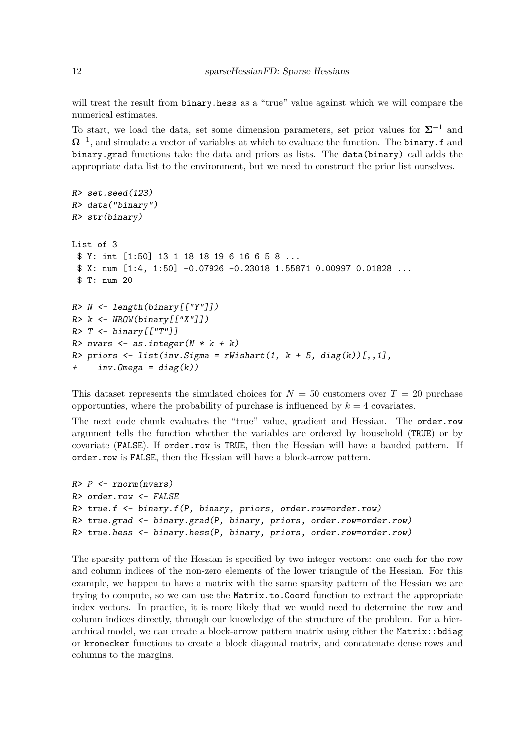will treat the result from binary.hess as a "true" value against which we will compare the numerical estimates.

To start, we load the data, set some dimension parameters, set prior values for $\mathbf{\Sigma}^{-1}$ and $\mathbf{\Omega}^{-1}$, and simulate a vector of variables at which to evaluate the function. The binary.f and binary.grad functions take the data and priors as lists. The data(binary) call adds the appropriate data list to the environment, but we need to construct the prior list ourselves.

```
R> set.seed(123)
R> data("binary")
R> str(binary)

List of 3
 $ Y: int [1:50] 13 1 18 18 19 6 16 6 5 8 ...
 $ X: num [1:4, 1:50] -0.07926 -0.23018 1.55871 0.00997 0.01828 ...
 $ T: num 20

R> N <- length(binary[["Y"]])
R> k <- NROW(binary[["X"]])
R> T <- binary[["T"]]
R> nvars <- as.integer(N * k + k)
R> priors <- list(inv.Sigma = rWishart(1, k + 5, diag(k))[,,1],
+     inv.Omega = diag(k))
```

This dataset represents the simulated choices for $N = 50$ customers over $T = 20$ purchase opportunties, where the probability of purchase is influenced by $k = 4$ covariates.

The next code chunk evaluates the "true" value, gradient and Hessian. The order.row argument tells the function whether the variables are ordered by household (TRUE) or by covariate (FALSE). If order.row is TRUE, then the Hessian will have a banded pattern. If order.row is FALSE, then the Hessian will have a block-arrow pattern.

```
R> P <- rnorm(nvars)
R> order.row <- FALSE
R> true.f <- binary.f(P, binary, priors, order.row=order.row)
R> true.grad <- binary.grad(P, binary, priors, order.row=order.row)
R> true.hess <- binary.hess(P, binary, priors, order.row=order.row)
```

The sparsity pattern of the Hessian is specified by two integer vectors: one each for the row and column indices of the non-zero elements of the lower triangule of the Hessian. For this example, we happen to have a matrix with the same sparsity pattern of the Hessian we are trying to compute, so we can use the Matrix.to.Coord function to extract the appropriate index vectors. In practice, it is more likely that we would need to determine the row and column indices directly, through our knowledge of the structure of the problem. For a hierarchical model, we can create a block-arrow pattern matrix using either the Matrix::bdiag or kronecker functions to create a block diagonal matrix, and concatenate dense rows and columns to the margins.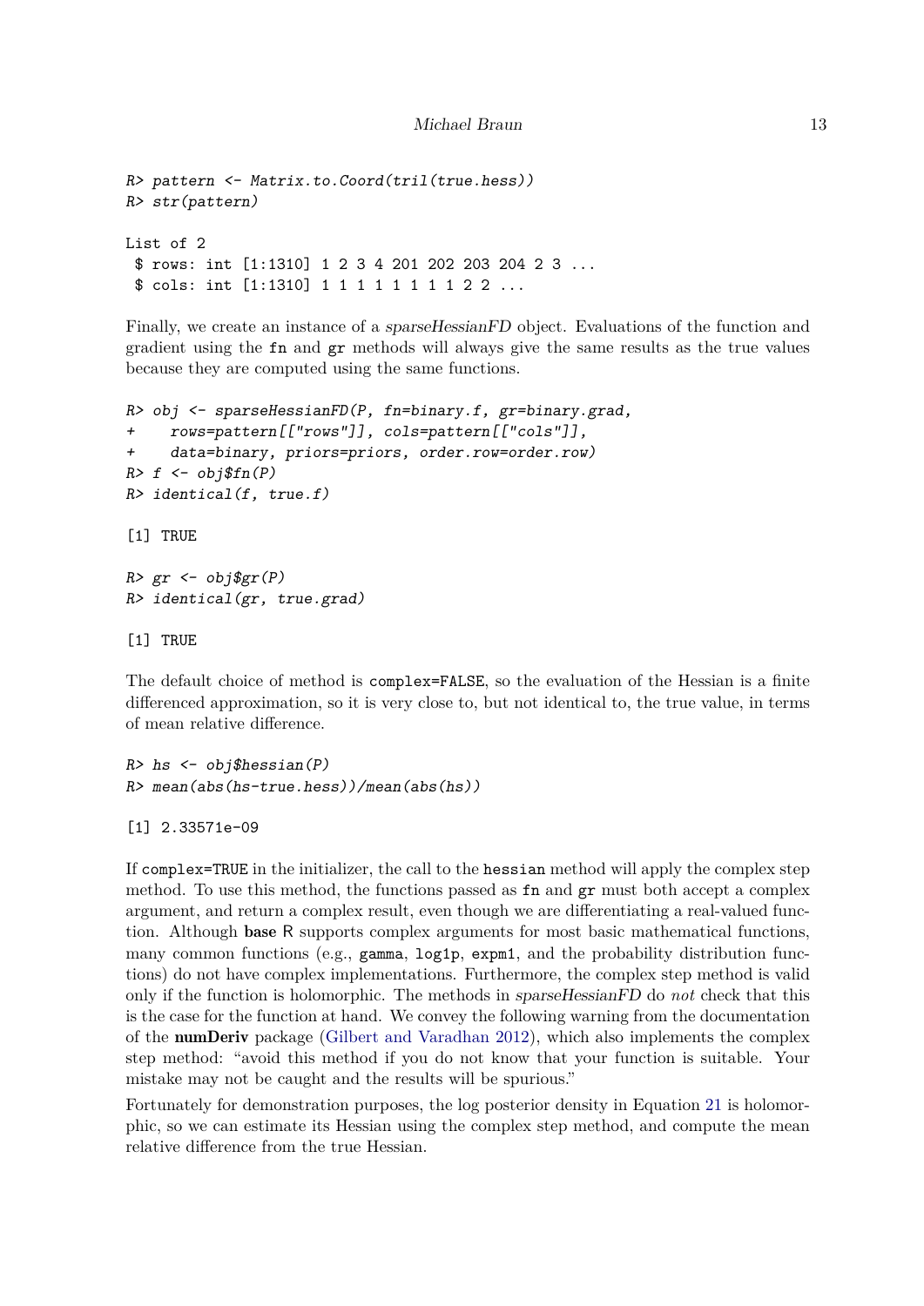```
R> pattern <- Matrix.to.Coord(tril(true.hess))
R> str(pattern)

List of 2
 $ rows: int [1:1310] 1 2 3 4 201 202 203 204 2 3 ...
 $ cols: int [1:1310] 1 1 1 1 1 1 1 1 2 2 ...
```

Finally, we create an instance of a *sparseHessianFD* object. Evaluations of the function and gradient using the `fn` and `gr` methods will always give the same results as the true values because they are computed using the same functions.

```
R> obj <- sparseHessianFD(P, fn=binary.f, gr=binary.grad,
+    rows=pattern[["rows"]], cols=pattern[["cols"]],
+    data=binary, priors=priors, order.row=order.row)
R> f <- obj$fn(P)
R> identical(f, true.f)

[1] TRUE

R> gr <- obj$gr(P)
R> identical(gr, true.grad)

[1] TRUE
```

The default choice of method is `complex=FALSE`, so the evaluation of the Hessian is a finite differenced approximation, so it is very close to, but not identical to, the true value, in terms of mean relative difference.

```
R> hs <- obj$hessian(P)
R> mean(abs(hs-true.hess))/mean(abs(hs))

[1] 2.33571e-09
```

If `complex=TRUE` in the initializer, the call to the `hessian` method will apply the complex step method. To use this method, the functions passed as `fn` and `gr` must both accept a complex argument, and return a complex result, even though we are differentiating a real-valued function. Although **base** R supports complex arguments for most basic mathematical functions, many common functions (e.g., `gamma`, `log1p`, `expm1`, and the probability distribution functions) do not have complex implementations. Furthermore, the complex step method is valid only if the function is holomorphic. The methods in *sparseHessianFD* do *not* check that this is the case for the function at hand. We convey the following warning from the documentation of the **numDeriv** package (Gilbert and Varadhan 2012), which also implements the complex step method: "avoid this method if you do not know that your function is suitable. Your mistake may not be caught and the results will be spurious."

Fortunately for demonstration purposes, the log posterior density in Equation 21 is holomorphic, so we can estimate its Hessian using the complex step method, and compute the mean relative difference from the true Hessian.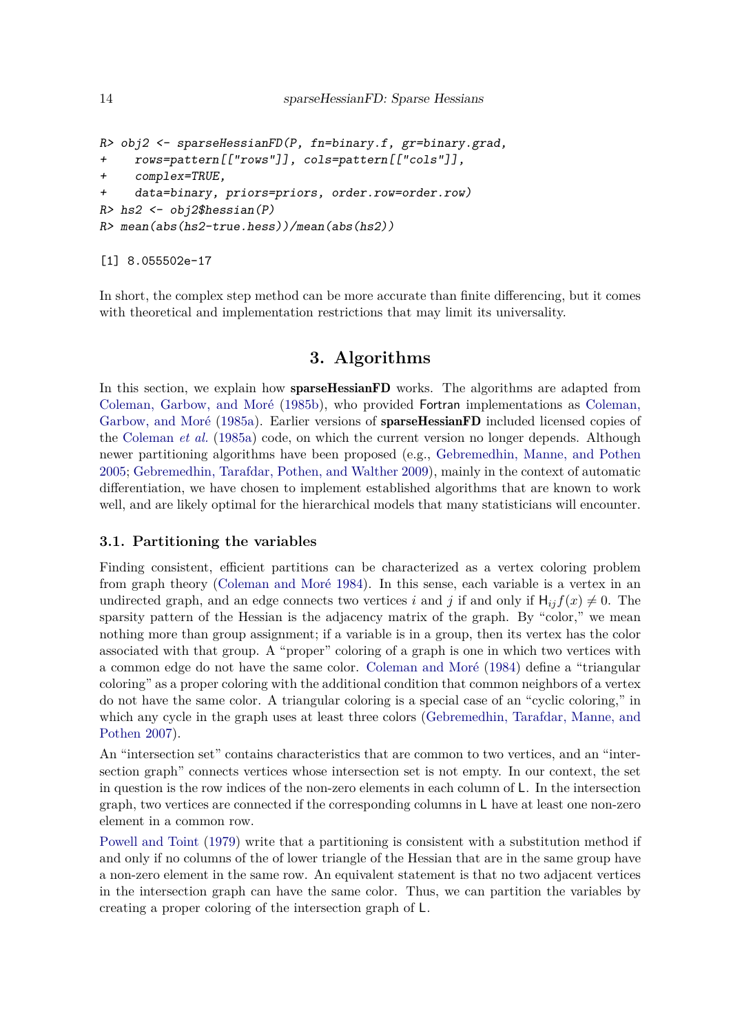```
R> obj2 <- sparseHessianFD(P, fn=binary.f, gr=binary.grad,
+     rows=pattern[["rows"]], cols=pattern[["cols"]],
+     complex=TRUE,
+     data=binary, priors=priors, order.row=order.row)
R> hs2 <- obj2$hessian(P)
R> mean(abs(hs2-true.hess))/mean(abs(hs2))
```

```
[1] 8.055502e-17
```

In short, the complex step method can be more accurate than finite differencing, but it comes with theoretical and implementation restrictions that may limit its universality.

# 3. Algorithms

In this section, we explain how **sparseHessianFD** works. The algorithms are adapted from Coleman, Garbow, and Moré (1985b), who provided Fortran implementations as Coleman, Garbow, and Moré (1985a). Earlier versions of **sparseHessianFD** included licensed copies of the Coleman *et al.* (1985a) code, on which the current version no longer depends. Although newer partitioning algorithms have been proposed (e.g., Gebremedhin, Manne, and Pothen 2005; Gebremedhin, Tarafdar, Pothen, and Walther 2009), mainly in the context of automatic differentiation, we have chosen to implement established algorithms that are known to work well, and are likely optimal for the hierarchical models that many statisticians will encounter.

## 3.1. Partitioning the variables

Finding consistent, efficient partitions can be characterized as a vertex coloring problem from graph theory (Coleman and Moré 1984). In this sense, each variable is a vertex in an undirected graph, and an edge connects two vertices $i$ and $j$ if and only if $\mathsf{H}_{ij}f(x) \neq 0$. The sparsity pattern of the Hessian is the adjacency matrix of the graph. By "color," we mean nothing more than group assignment; if a variable is in a group, then its vertex has the color associated with that group. A "proper" coloring of a graph is one in which two vertices with a common edge do not have the same color. Coleman and Moré (1984) define a "triangular coloring" as a proper coloring with the additional condition that common neighbors of a vertex do not have the same color. A triangular coloring is a special case of an "cyclic coloring," in which any cycle in the graph uses at least three colors (Gebremedhin, Tarafdar, Manne, and Pothen 2007).

An "intersection set" contains characteristics that are common to two vertices, and an "intersection graph" connects vertices whose intersection set is not empty. In our context, the set in question is the row indices of the non-zero elements in each column of $\mathsf{L}$. In the intersection graph, two vertices are connected if the corresponding columns in $\mathsf{L}$ have at least one non-zero element in a common row.

Powell and Toint (1979) write that a partitioning is consistent with a substitution method if and only if no columns of the of lower triangle of the Hessian that are in the same group have a non-zero element in the same row. An equivalent statement is that no two adjacent vertices in the intersection graph can have the same color. Thus, we can partition the variables by creating a proper coloring of the intersection graph of $\mathsf{L}$.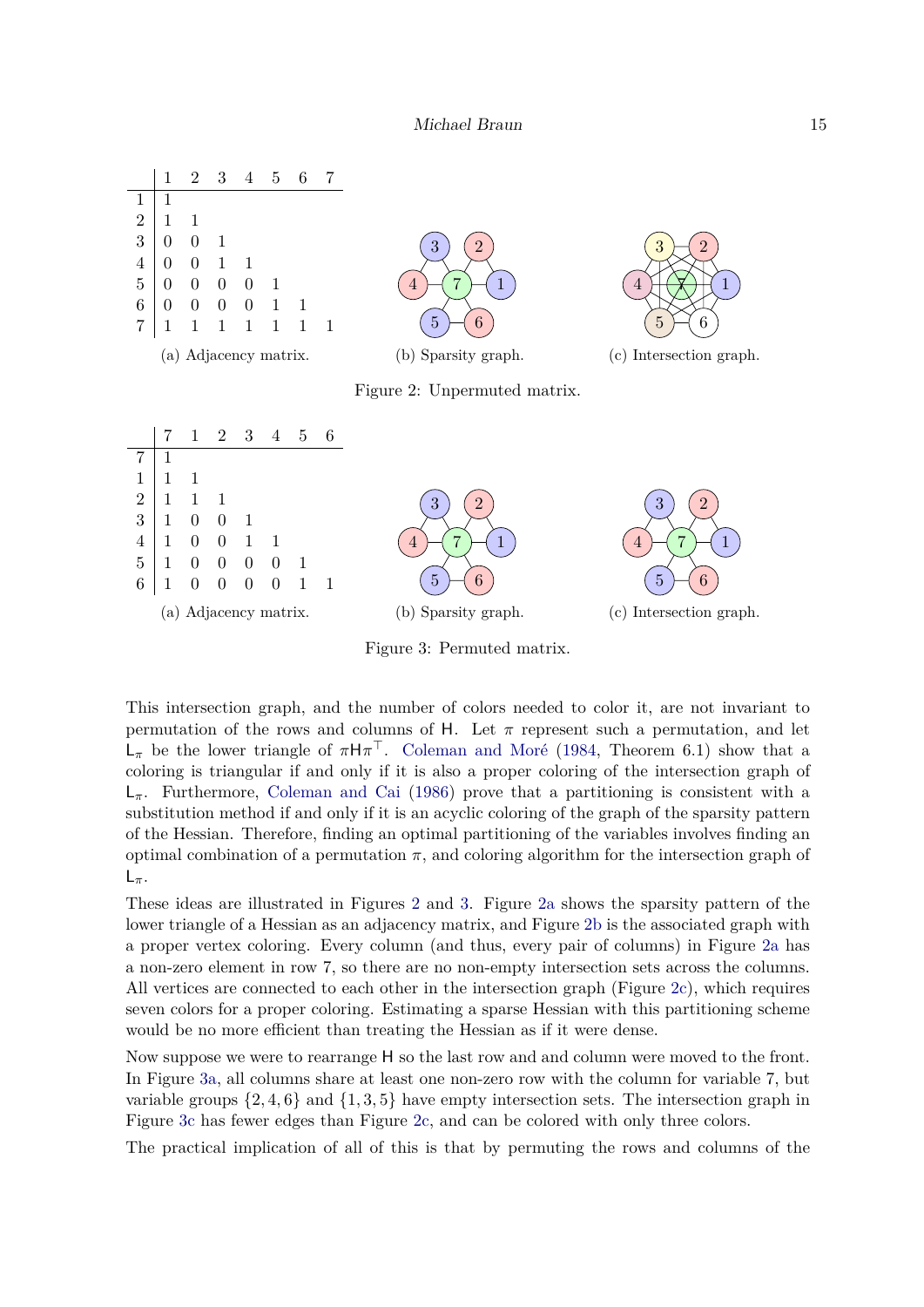|   | 1 | 2 | 3 | 4 | 5 | 6 | 7 |
|---|---|---|---|---|---|---|---|
| 1 | 1 | | | | | | |
| 2 | 1 | 1 | | | | | |
| 3 | 0 | 0 | 1 | | | | |
| 4 | 0 | 0 | 1 | 1 | | | |
| 5 | 0 | 0 | 0 | 0 | 1 | | |
| 6 | 0 | 0 | 0 | 0 | 1 | 1 | |
| 7 | 1 | 1 | 1 | 1 | 1 | 1 | 1 |

(a) Adjacency matrix.

(b) Sparsity graph.

(c) Intersection graph.

Figure 2: Unpermuted matrix.

|   | 7 | 1 | 2 | 3 | 4 | 5 | 6 |
|---|---|---|---|---|---|---|---|
| 7 | 1 | | | | | | |
| 1 | 1 | 1 | | | | | |
| 2 | 1 | 1 | 1 | | | | |
| 3 | 1 | 0 | 0 | 1 | | | |
| 4 | 1 | 0 | 0 | 1 | 1 | | |
| 5 | 1 | 0 | 0 | 0 | 0 | 1 | |
| 6 | 1 | 0 | 0 | 0 | 0 | 1 | 1 |

(a) Adjacency matrix.

(b) Sparsity graph.

(c) Intersection graph.

Figure 3: Permuted matrix.

This intersection graph, and the number of colors needed to color it, are not invariant to permutation of the rows and columns of $\mathsf{H}$. Let $\pi$ represent such a permutation, and let $\mathsf{L}_\pi$ be the lower triangle of $\pi \mathsf{H} \pi^\top$. Coleman and Moré (1984, Theorem 6.1) show that a coloring is triangular if and only if it is also a proper coloring of the intersection graph of $\mathsf{L}_\pi$. Furthermore, Coleman and Cai (1986) prove that a partitioning is consistent with a substitution method if and only if it is an acyclic coloring of the graph of the sparsity pattern of the Hessian. Therefore, finding an optimal partitioning of the variables involves finding an optimal combination of a permutation $\pi$, and coloring algorithm for the intersection graph of $\mathsf{L}_\pi$.

These ideas are illustrated in Figures 2 and 3. Figure 2a shows the sparsity pattern of the lower triangle of a Hessian as an adjacency matrix, and Figure 2b is the associated graph with a proper vertex coloring. Every column (and thus, every pair of columns) in Figure 2a has a non-zero element in row 7, so there are no non-empty intersection sets across the columns. All vertices are connected to each other in the intersection graph (Figure 2c), which requires seven colors for a proper coloring. Estimating a sparse Hessian with this partitioning scheme would be no more efficient than treating the Hessian as if it were dense.

Now suppose we were to rearrange $\mathsf{H}$ so the last row and and column were moved to the front. In Figure 3a, all columns share at least one non-zero row with the column for variable 7, but variable groups $\{2, 4, 6\}$ and $\{1, 3, 5\}$ have empty intersection sets. The intersection graph in Figure 3c has fewer edges than Figure 2c, and can be colored with only three colors.

The practical implication of all of this is that by permuting the rows and columns of the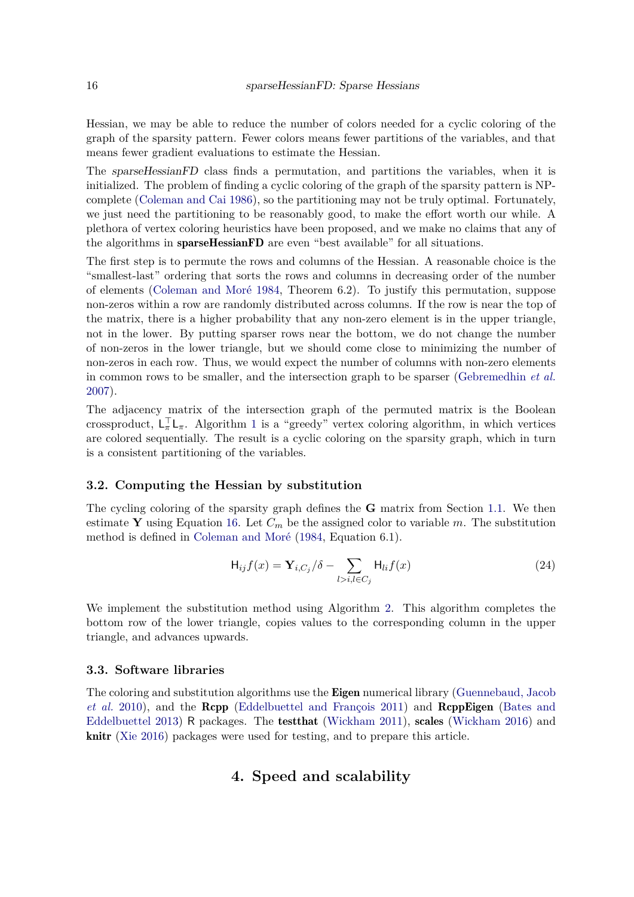Hessian, we may be able to reduce the number of colors needed for a cyclic coloring of the graph of the sparsity pattern. Fewer colors means fewer partitions of the variables, and that means fewer gradient evaluations to estimate the Hessian.

The *sparseHessianFD* class finds a permutation, and partitions the variables, when it is initialized. The problem of finding a cyclic coloring of the graph of the sparsity pattern is NP-complete (Coleman and Cai 1986), so the partitioning may not be truly optimal. Fortunately, we just need the partitioning to be reasonably good, to make the effort worth our while. A plethora of vertex coloring heuristics have been proposed, and we make no claims that any of the algorithms in **sparseHessianFD** are even "best available" for all situations.

The first step is to permute the rows and columns of the Hessian. A reasonable choice is the "smallest-last" ordering that sorts the rows and columns in decreasing order of the number of elements (Coleman and Moré 1984, Theorem 6.2). To justify this permutation, suppose non-zeros within a row are randomly distributed across columns. If the row is near the top of the matrix, there is a higher probability that any non-zero element is in the upper triangle, not in the lower. By putting sparser rows near the bottom, we do not change the number of non-zeros in the lower triangle, but we should come close to minimizing the number of non-zeros in each row. Thus, we would expect the number of columns with non-zero elements in common rows to be smaller, and the intersection graph to be sparser (Gebremedhin *et al.* 2007).

The adjacency matrix of the intersection graph of the permuted matrix is the Boolean crossproduct, $\mathsf{L}_\pi^\top \mathsf{L}_\pi$. Algorithm 1 is a "greedy" vertex coloring algorithm, in which vertices are colored sequentially. The result is a cyclic coloring on the sparsity graph, which in turn is a consistent partitioning of the variables.

### 3.2. Computing the Hessian by substitution

The cycling coloring of the sparsity graph defines the $\mathbf{G}$ matrix from Section 1.1. We then estimate $\mathbf{Y}$ using Equation 16. Let $C_m$ be the assigned color to variable $m$. The substitution method is defined in Coleman and Moré (1984, Equation 6.1).

$$\mathsf{H}_{ij} f(x) = \mathbf{Y}_{i,C_j}/\delta - \sum_{l>i, l \in C_j} \mathsf{H}_{li} f(x) \tag{24}$$

We implement the substitution method using Algorithm 2. This algorithm completes the bottom row of the lower triangle, copies values to the corresponding column in the upper triangle, and advances upwards.

### 3.3. Software libraries

The coloring and substitution algorithms use the **Eigen** numerical library (Guennebaud, Jacob *et al.* 2010), and the **Rcpp** (Eddelbuettel and François 2011) and **RcppEigen** (Bates and Eddelbuettel 2013) R packages. The **testthat** (Wickham 2011), **scales** (Wickham 2016) and **knitr** (Xie 2016) packages were used for testing, and to prepare this article.

## 4. Speed and scalability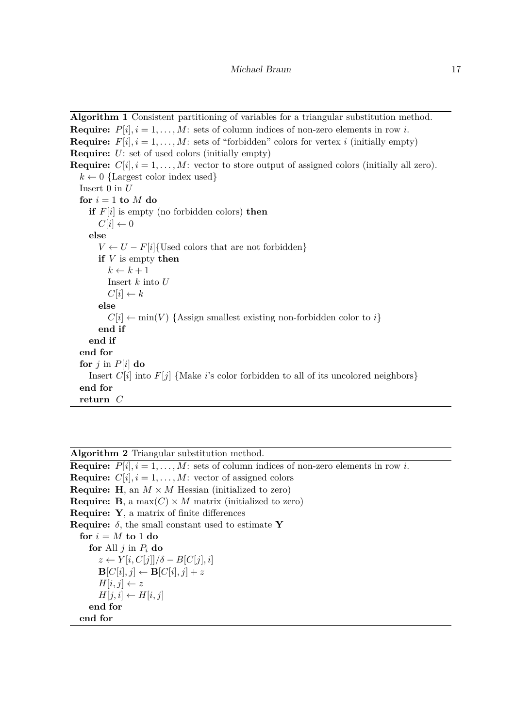**Algorithm 1** Consistent partitioning of variables for a triangular substitution method.

**Require:** $P[i], i = 1, \ldots, M$: sets of column indices of non-zero elements in row $i$.
**Require:** $F[i], i = 1, \ldots, M$: sets of "forbidden" colors for vertex $i$ (initially empty)
**Require:** $U$: set of used colors (initially empty)
**Require:** $C[i], i = 1, \ldots, M$: vector to store output of assigned colors (initially all zero).

```
k ← 0 {Largest color index used}
Insert 0 in U
for i = 1 to M do
  if F[i] is empty (no forbidden colors) then
    C[i] ← 0
  else
    V ← U − F[i] {Used colors that are not forbidden}
    if V is empty then
      k ← k + 1
      Insert k into U
      C[i] ← k
    else
      C[i] ← min(V) {Assign smallest existing non-forbidden color to i}
    end if
  end if
end for
for j in P[i] do
  Insert C[i] into F[j] {Make i's color forbidden to all of its uncolored neighbors}
end for
return C
```

**Algorithm 2** Triangular substitution method.

**Require:** $P[i], i = 1, \ldots, M$: sets of column indices of non-zero elements in row $i$.
**Require:** $C[i], i = 1, \ldots, M$: vector of assigned colors
**Require:** $\mathbf{H}$, an $M \times M$ Hessian (initialized to zero)
**Require:** $\mathbf{B}$, a $\max(C) \times M$ matrix (initialized to zero)
**Require:** $\mathbf{Y}$, a matrix of finite differences
**Require:** $\delta$, the small constant used to estimate $\mathbf{Y}$

```
for i = M to 1 do
  for All j in P_i do
    z ← Y[i, C[j]]/δ − B[C[j], i]
    B[C[i], j] ← B[C[i], j] + z
    H[i, j] ← z
    H[j, i] ← H[i, j]
  end for
end for
```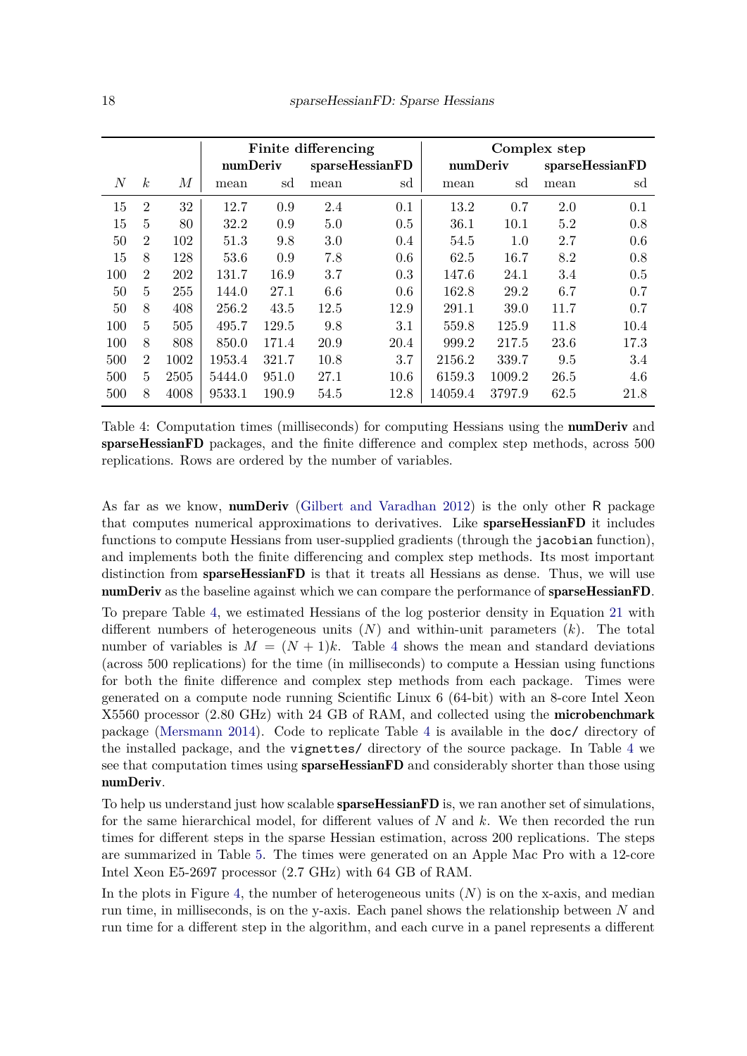| | | | Finite differencing | | | | Complex step | | | |
|---|---|---|---|---|---|---|---|---|---|---|
| | | | numDeriv | | sparseHessianFD | | numDeriv | | sparseHessianFD | |
| $N$ | $k$ | $M$ | mean | sd | mean | sd | mean | sd | mean | sd |
| 15 | 2 | 32 | 12.7 | 0.9 | 2.4 | 0.1 | 13.2 | 0.7 | 2.0 | 0.1 |
| 15 | 5 | 80 | 32.2 | 0.9 | 5.0 | 0.5 | 36.1 | 10.1 | 5.2 | 0.8 |
| 50 | 2 | 102 | 51.3 | 9.8 | 3.0 | 0.4 | 54.5 | 1.0 | 2.7 | 0.6 |
| 15 | 8 | 128 | 53.6 | 0.9 | 7.8 | 0.6 | 62.5 | 16.7 | 8.2 | 0.8 |
| 100 | 2 | 202 | 131.7 | 16.9 | 3.7 | 0.3 | 147.6 | 24.1 | 3.4 | 0.5 |
| 50 | 5 | 255 | 144.0 | 27.1 | 6.6 | 0.6 | 162.8 | 29.2 | 6.7 | 0.7 |
| 50 | 8 | 408 | 256.2 | 43.5 | 12.5 | 12.9 | 291.1 | 39.0 | 11.7 | 0.7 |
| 100 | 5 | 505 | 495.7 | 129.5 | 9.8 | 3.1 | 559.8 | 125.9 | 11.8 | 10.4 |
| 100 | 8 | 808 | 850.0 | 171.4 | 20.9 | 20.4 | 999.2 | 217.5 | 23.6 | 17.3 |
| 500 | 2 | 1002 | 1953.4 | 321.7 | 10.8 | 3.7 | 2156.2 | 339.7 | 9.5 | 3.4 |
| 500 | 5 | 2505 | 5444.0 | 951.0 | 27.1 | 10.6 | 6159.3 | 1009.2 | 26.5 | 4.6 |
| 500 | 8 | 4008 | 9533.1 | 190.9 | 54.5 | 12.8 | 14059.4 | 3797.9 | 62.5 | 21.8 |

Table 4: Computation times (milliseconds) for computing Hessians using the **numDeriv** and **sparseHessianFD** packages, and the finite difference and complex step methods, across 500 replications. Rows are ordered by the number of variables.

As far as we know, **numDeriv** (Gilbert and Varadhan 2012) is the only other R package that computes numerical approximations to derivatives. Like **sparseHessianFD** it includes functions to compute Hessians from user-supplied gradients (through the `jacobian` function), and implements both the finite differencing and complex step methods. Its most important distinction from **sparseHessianFD** is that it treats all Hessians as dense. Thus, we will use **numDeriv** as the baseline against which we can compare the performance of **sparseHessianFD**.

To prepare Table 4, we estimated Hessians of the log posterior density in Equation 21 with different numbers of heterogeneous units ($N$) and within-unit parameters ($k$). The total number of variables is $M = (N + 1)k$. Table 4 shows the mean and standard deviations (across 500 replications) for the time (in milliseconds) to compute a Hessian using functions for both the finite difference and complex step methods from each package. Times were generated on a compute node running Scientific Linux 6 (64-bit) with an 8-core Intel Xeon X5560 processor (2.80 GHz) with 24 GB of RAM, and collected using the **microbenchmark** package (Mersmann 2014). Code to replicate Table 4 is available in the `doc/` directory of the installed package, and the `vignettes/` directory of the source package. In Table 4 we see that computation times using **sparseHessianFD** and considerably shorter than those using **numDeriv**.

To help us understand just how scalable **sparseHessianFD** is, we ran another set of simulations, for the same hierarchical model, for different values of $N$ and $k$. We then recorded the run times for different steps in the sparse Hessian estimation, across 200 replications. The steps are summarized in Table 5. The times were generated on an Apple Mac Pro with a 12-core Intel Xeon E5-2697 processor (2.7 GHz) with 64 GB of RAM.

In the plots in Figure 4, the number of heterogeneous units ($N$) is on the x-axis, and median run time, in milliseconds, is on the y-axis. Each panel shows the relationship between $N$ and run time for a different step in the algorithm, and each curve in a panel represents a different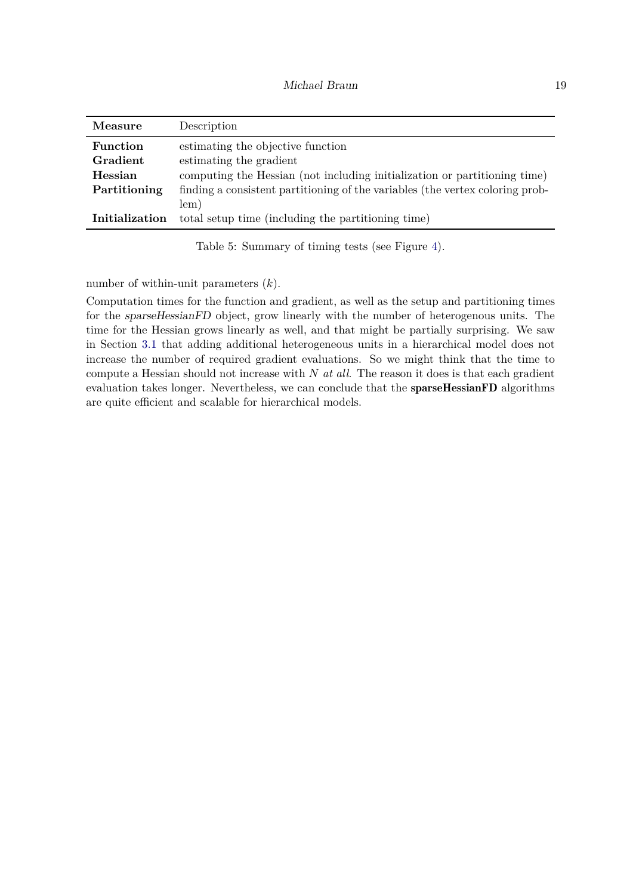| Measure | Description |
|---|---|
| **Function** | estimating the objective function |
| **Gradient** | estimating the gradient |
| **Hessian** | computing the Hessian (not including initialization or partitioning time) |
| **Partitioning** | finding a consistent partitioning of the variables (the vertex coloring problem) |
| **Initialization** | total setup time (including the partitioning time) |

Table 5: Summary of timing tests (see Figure 4).

number of within-unit parameters ($k$).

Computation times for the function and gradient, as well as the setup and partitioning times for the *sparseHessianFD* object, grow linearly with the number of heterogenous units. The time for the Hessian grows linearly as well, and that might be partially surprising. We saw in Section 3.1 that adding additional heterogeneous units in a hierarchical model does not increase the number of required gradient evaluations. So we might think that the time to compute a Hessian should not increase with $N$ *at all*. The reason it does is that each gradient evaluation takes longer. Nevertheless, we can conclude that the **sparseHessianFD** algorithms are quite efficient and scalable for hierarchical models.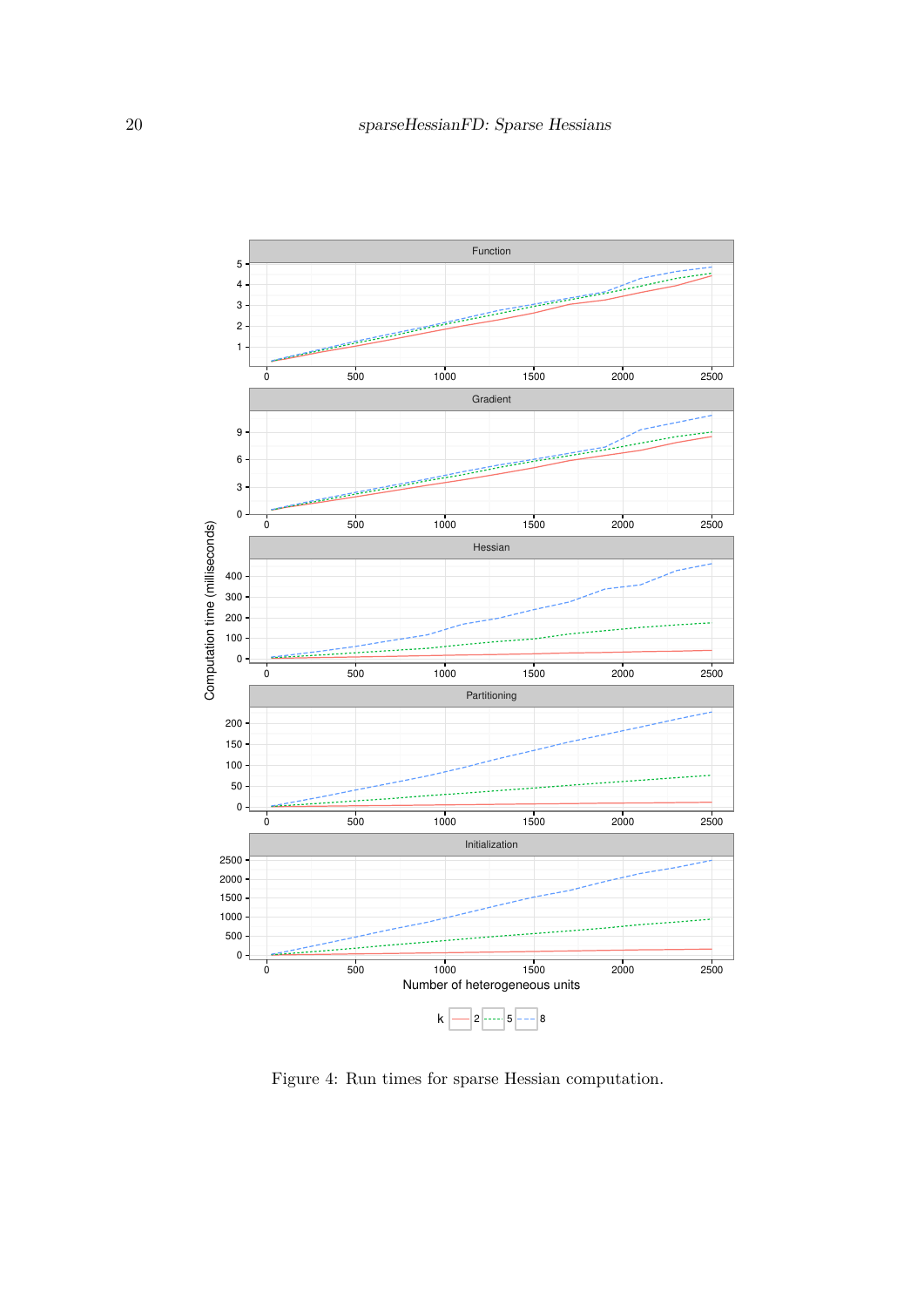Figure 4: Run times for sparse Hessian computation.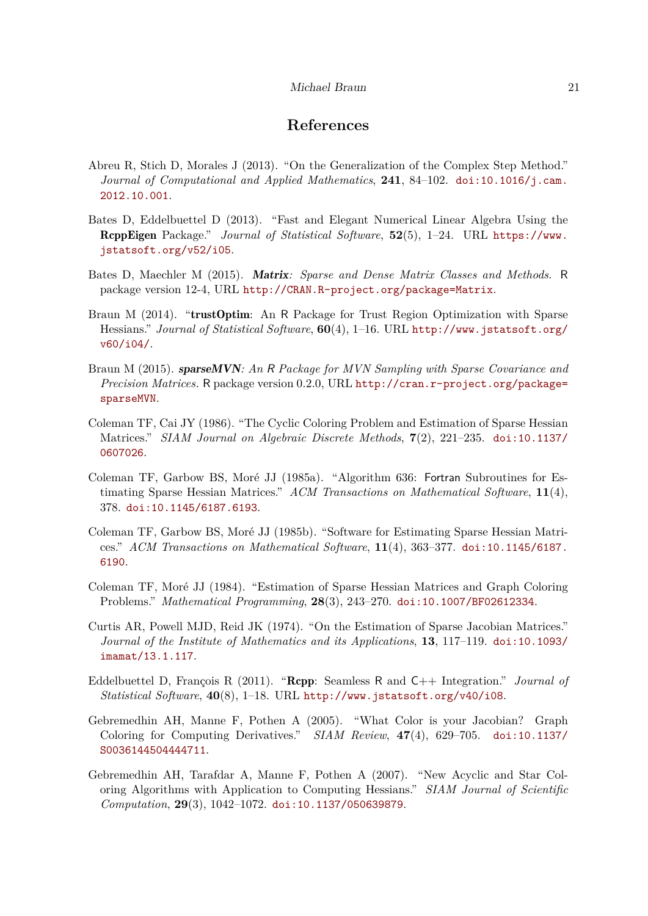# References

Abreu R, Stich D, Morales J (2013). "On the Generalization of the Complex Step Method." *Journal of Computational and Applied Mathematics*, **241**, 84–102. doi:10.1016/j.cam.2012.10.001.

Bates D, Eddelbuettel D (2013). "Fast and Elegant Numerical Linear Algebra Using the **RcppEigen** Package." *Journal of Statistical Software*, **52**(5), 1–24. URL https://www.jstatsoft.org/v52/i05.

Bates D, Maechler M (2015). ***Matrix****: Sparse and Dense Matrix Classes and Methods*. R package version 12-4, URL http://CRAN.R-project.org/package=Matrix.

Braun M (2014). "**trustOptim**: An R Package for Trust Region Optimization with Sparse Hessians." *Journal of Statistical Software*, **60**(4), 1–16. URL http://www.jstatsoft.org/v60/i04/.

Braun M (2015). ***sparseMVN****: An R Package for MVN Sampling with Sparse Covariance and Precision Matrices.* R package version 0.2.0, URL http://cran.r-project.org/package=sparseMVN.

Coleman TF, Cai JY (1986). "The Cyclic Coloring Problem and Estimation of Sparse Hessian Matrices." *SIAM Journal on Algebraic Discrete Methods*, **7**(2), 221–235. doi:10.1137/0607026.

Coleman TF, Garbow BS, Moré JJ (1985a). "Algorithm 636: Fortran Subroutines for Estimating Sparse Hessian Matrices." *ACM Transactions on Mathematical Software*, **11**(4), 378. doi:10.1145/6187.6193.

Coleman TF, Garbow BS, Moré JJ (1985b). "Software for Estimating Sparse Hessian Matrices." *ACM Transactions on Mathematical Software*, **11**(4), 363–377. doi:10.1145/6187.6190.

Coleman TF, Moré JJ (1984). "Estimation of Sparse Hessian Matrices and Graph Coloring Problems." *Mathematical Programming*, **28**(3), 243–270. doi:10.1007/BF02612334.

Curtis AR, Powell MJD, Reid JK (1974). "On the Estimation of Sparse Jacobian Matrices." *Journal of the Institute of Mathematics and its Applications*, **13**, 117–119. doi:10.1093/imamat/13.1.117.

Eddelbuettel D, François R (2011). "**Rcpp**: Seamless R and C++ Integration." *Journal of Statistical Software*, **40**(8), 1–18. URL http://www.jstatsoft.org/v40/i08.

Gebremedhin AH, Manne F, Pothen A (2005). "What Color is your Jacobian? Graph Coloring for Computing Derivatives." *SIAM Review*, **47**(4), 629–705. doi:10.1137/S0036144504444711.

Gebremedhin AH, Tarafdar A, Manne F, Pothen A (2007). "New Acyclic and Star Coloring Algorithms with Application to Computing Hessians." *SIAM Journal of Scientific Computation*, **29**(3), 1042–1072. doi:10.1137/050639879.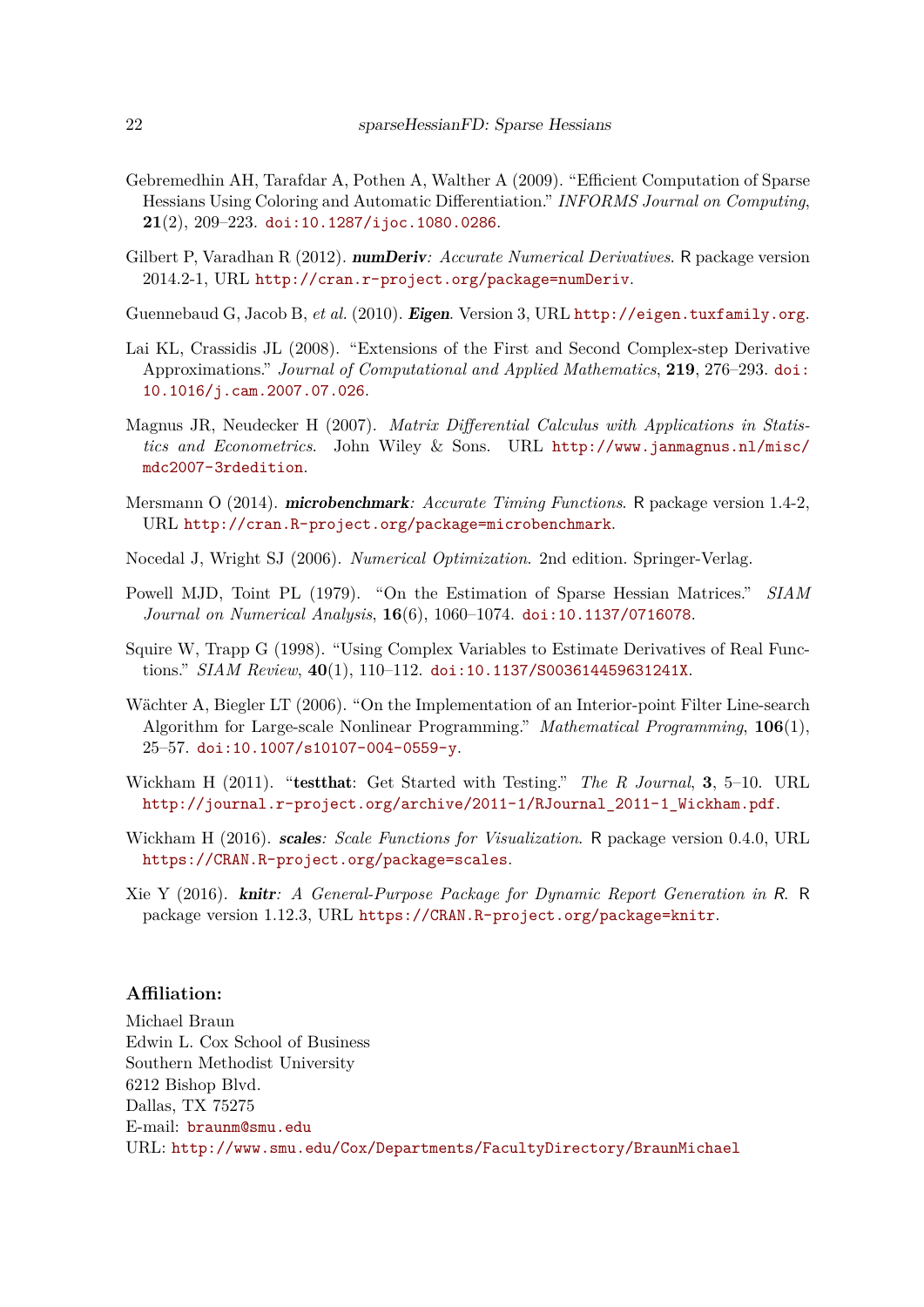Gebremedhin AH, Tarafdar A, Pothen A, Walther A (2009). “Efficient Computation of Sparse Hessians Using Coloring and Automatic Differentiation.” *INFORMS Journal on Computing*, **21**(2), 209–223. doi:10.1287/ijoc.1080.0286.

Gilbert P, Varadhan R (2012). ***numDeriv**: Accurate Numerical Derivatives*. R package version 2014.2-1, URL http://cran.r-project.org/package=numDeriv.

Guennebaud G, Jacob B, *et al.* (2010). ***Eigen***. Version 3, URL http://eigen.tuxfamily.org.

Lai KL, Crassidis JL (2008). “Extensions of the First and Second Complex-step Derivative Approximations.” *Journal of Computational and Applied Mathematics*, **219**, 276–293. doi:10.1016/j.cam.2007.07.026.

Magnus JR, Neudecker H (2007). *Matrix Differential Calculus with Applications in Statistics and Econometrics*. John Wiley & Sons. URL http://www.janmagnus.nl/misc/mdc2007-3rdedition.

Mersmann O (2014). ***microbenchmark**: Accurate Timing Functions*. R package version 1.4-2, URL http://cran.R-project.org/package=microbenchmark.

Nocedal J, Wright SJ (2006). *Numerical Optimization*. 2nd edition. Springer-Verlag.

Powell MJD, Toint PL (1979). “On the Estimation of Sparse Hessian Matrices.” *SIAM Journal on Numerical Analysis*, **16**(6), 1060–1074. doi:10.1137/0716078.

Squire W, Trapp G (1998). “Using Complex Variables to Estimate Derivatives of Real Functions.” *SIAM Review*, **40**(1), 110–112. doi:10.1137/S003614459631241X.

Wächter A, Biegler LT (2006). “On the Implementation of an Interior-point Filter Line-search Algorithm for Large-scale Nonlinear Programming.” *Mathematical Programming*, **106**(1), 25–57. doi:10.1007/s10107-004-0559-y.

Wickham H (2011). “**testthat**: Get Started with Testing.” *The R Journal*, **3**, 5–10. URL http://journal.r-project.org/archive/2011-1/RJournal_2011-1_Wickham.pdf.

Wickham H (2016). ***scales**: Scale Functions for Visualization*. R package version 0.4.0, URL https://CRAN.R-project.org/package=scales.

Xie Y (2016). ***knitr**: A General-Purpose Package for Dynamic Report Generation in R*. R package version 1.12.3, URL https://CRAN.R-project.org/package=knitr.

### Affiliation:

Michael Braun
Edwin L. Cox School of Business
Southern Methodist University
6212 Bishop Blvd.
Dallas, TX 75275
E-mail: braunm@smu.edu
URL: http://www.smu.edu/Cox/Departments/FacultyDirectory/BraunMichael